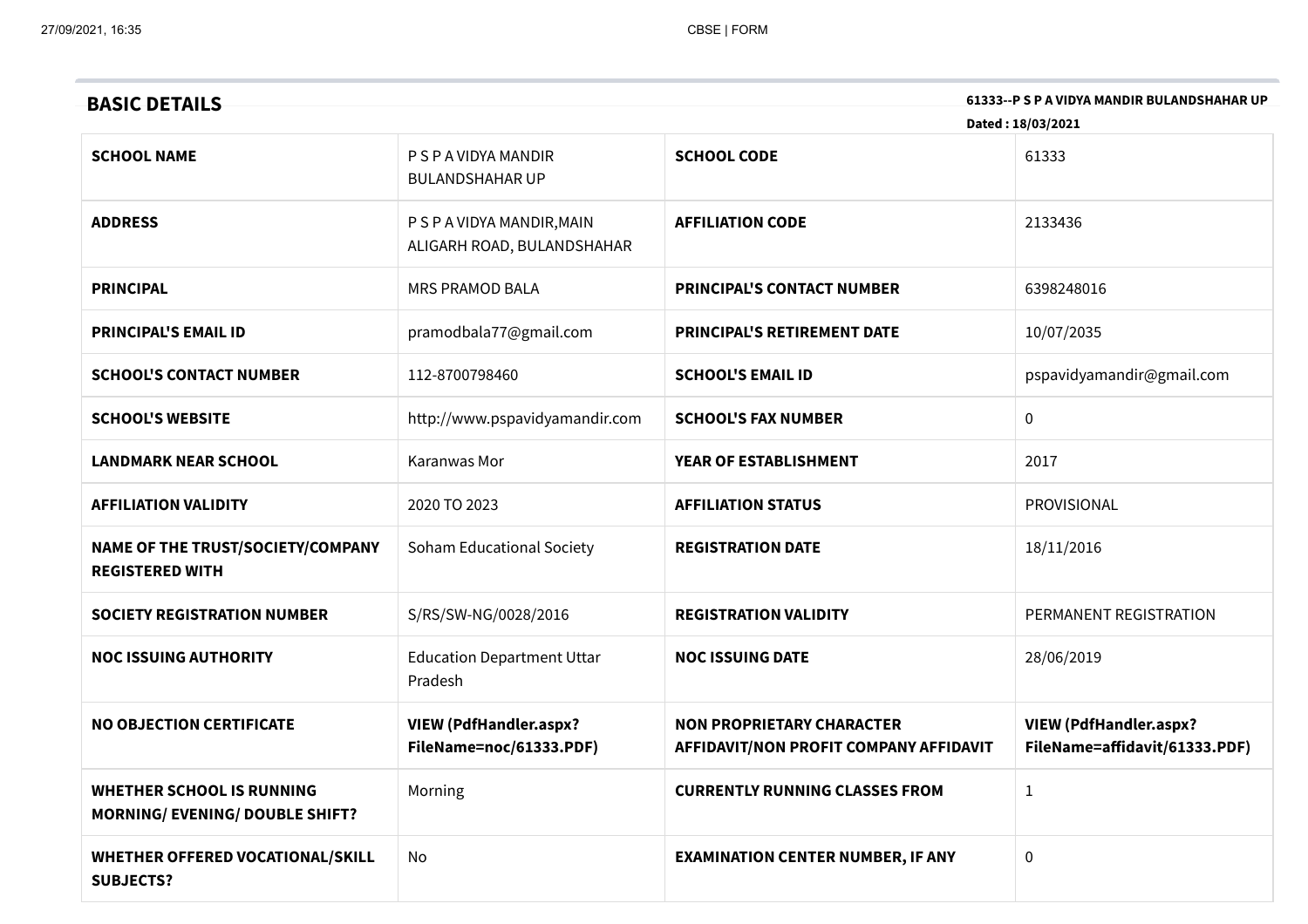## BASIC DETAILS

**61333--P S P A VIDYA MANDIR BULANDSHAHAR UP**

**Dated : 18/03/2021**

| **SCHOOL NAME** | P S P A VIDYA MANDIR BULANDSHAHAR UP | **SCHOOL CODE** | 61333 |
|---|---|---|---|
| **ADDRESS** | P S P A VIDYA MANDIR,MAIN ALIGARH ROAD, BULANDSHAHAR | **AFFILIATION CODE** | 2133436 |
| **PRINCIPAL** | MRS PRAMOD BALA | **PRINCIPAL'S CONTACT NUMBER** | 6398248016 |
| **PRINCIPAL'S EMAIL ID** | pramodbala77@gmail.com | **PRINCIPAL'S RETIREMENT DATE** | 10/07/2035 |
| **SCHOOL'S CONTACT NUMBER** | 112-8700798460 | **SCHOOL'S EMAIL ID** | pspavidyamandir@gmail.com |
| **SCHOOL'S WEBSITE** | http://www.pspavidyamandir.com | **SCHOOL'S FAX NUMBER** | 0 |
| **LANDMARK NEAR SCHOOL** | Karanwas Mor | **YEAR OF ESTABLISHMENT** | 2017 |
| **AFFILIATION VALIDITY** | 2020 TO 2023 | **AFFILIATION STATUS** | PROVISIONAL |
| **NAME OF THE TRUST/SOCIETY/COMPANY REGISTERED WITH** | Soham Educational Society | **REGISTRATION DATE** | 18/11/2016 |
| **SOCIETY REGISTRATION NUMBER** | S/RS/SW-NG/0028/2016 | **REGISTRATION VALIDITY** | PERMANENT REGISTRATION |
| **NOC ISSUING AUTHORITY** | Education Department Uttar Pradesh | **NOC ISSUING DATE** | 28/06/2019 |
| **NO OBJECTION CERTIFICATE** | **VIEW (PdfHandler.aspx?FileName=noc/61333.PDF)** | **NON PROPRIETARY CHARACTER AFFIDAVIT/NON PROFIT COMPANY AFFIDAVIT** | **VIEW (PdfHandler.aspx?FileName=affidavit/61333.PDF)** |
| **WHETHER SCHOOL IS RUNNING MORNING/ EVENING/ DOUBLE SHIFT?** | Morning | **CURRENTLY RUNNING CLASSES FROM** | 1 |
| **WHETHER OFFERED VOCATIONAL/SKILL SUBJECTS?** | No | **EXAMINATION CENTER NUMBER, IF ANY** | 0 |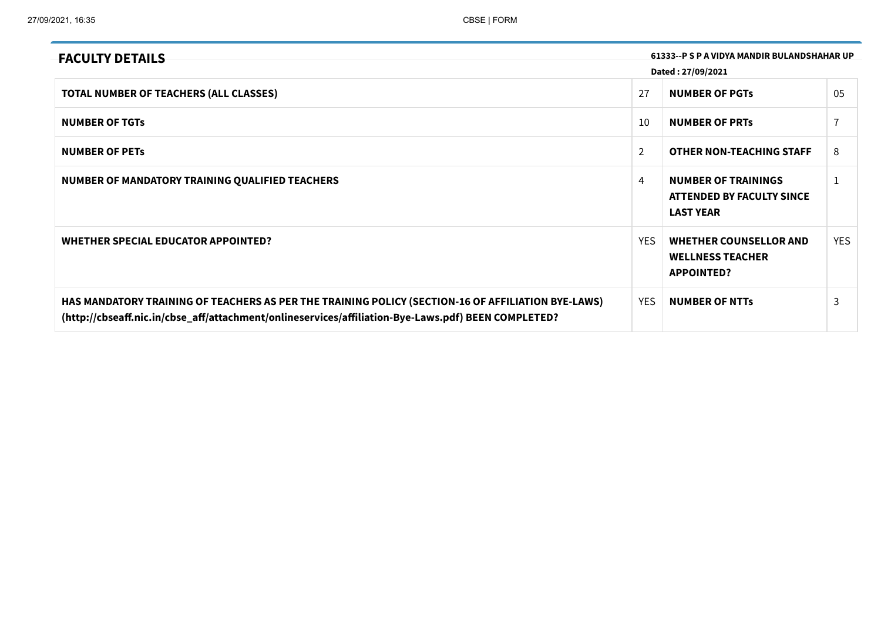## FACULTY DETAILS

**61333--P S P A VIDYA MANDIR BULANDSHAHAR UP**

**Dated : 27/09/2021**

| | | | |
|---|---|---|---|
| **TOTAL NUMBER OF TEACHERS (ALL CLASSES)** | 27 | **NUMBER OF PGTs** | 05 |
| **NUMBER OF TGTs** | 10 | **NUMBER OF PRTs** | 7 |
| **NUMBER OF PETs** | 2 | **OTHER NON-TEACHING STAFF** | 8 |
| **NUMBER OF MANDATORY TRAINING QUALIFIED TEACHERS** | 4 | **NUMBER OF TRAININGS ATTENDED BY FACULTY SINCE LAST YEAR** | 1 |
| **WHETHER SPECIAL EDUCATOR APPOINTED?** | YES | **WHETHER COUNSELLOR AND WELLNESS TEACHER APPOINTED?** | YES |
| **HAS MANDATORY TRAINING OF TEACHERS AS PER THE TRAINING POLICY (SECTION-16 OF AFFILIATION BYE-LAWS) (http://cbseaff.nic.in/cbse_aff/attachment/onlineservices/affiliation-Bye-Laws.pdf) BEEN COMPLETED?** | YES | **NUMBER OF NTTs** | 3 |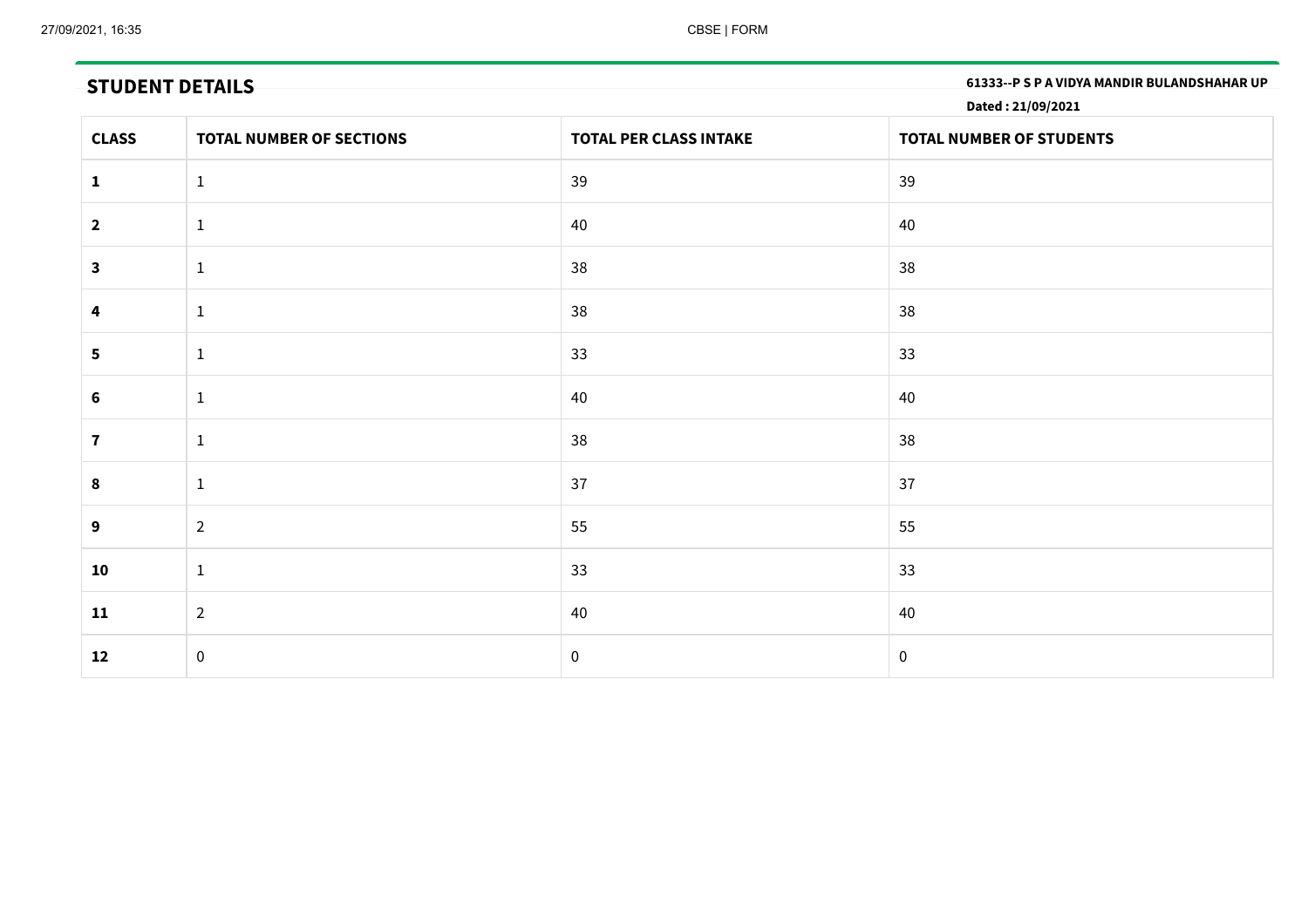## STUDENT DETAILS

**61333--P S P A VIDYA MANDIR BULANDSHAHAR UP**

**Dated : 21/09/2021**

| CLASS | TOTAL NUMBER OF SECTIONS | TOTAL PER CLASS INTAKE | TOTAL NUMBER OF STUDENTS |
|---|---|---|---|
| **1** | 1 | 39 | 39 |
| **2** | 1 | 40 | 40 |
| **3** | 1 | 38 | 38 |
| **4** | 1 | 38 | 38 |
| **5** | 1 | 33 | 33 |
| **6** | 1 | 40 | 40 |
| **7** | 1 | 38 | 38 |
| **8** | 1 | 37 | 37 |
| **9** | 2 | 55 | 55 |
| **10** | 1 | 33 | 33 |
| **11** | 2 | 40 | 40 |
| **12** | 0 | 0 | 0 |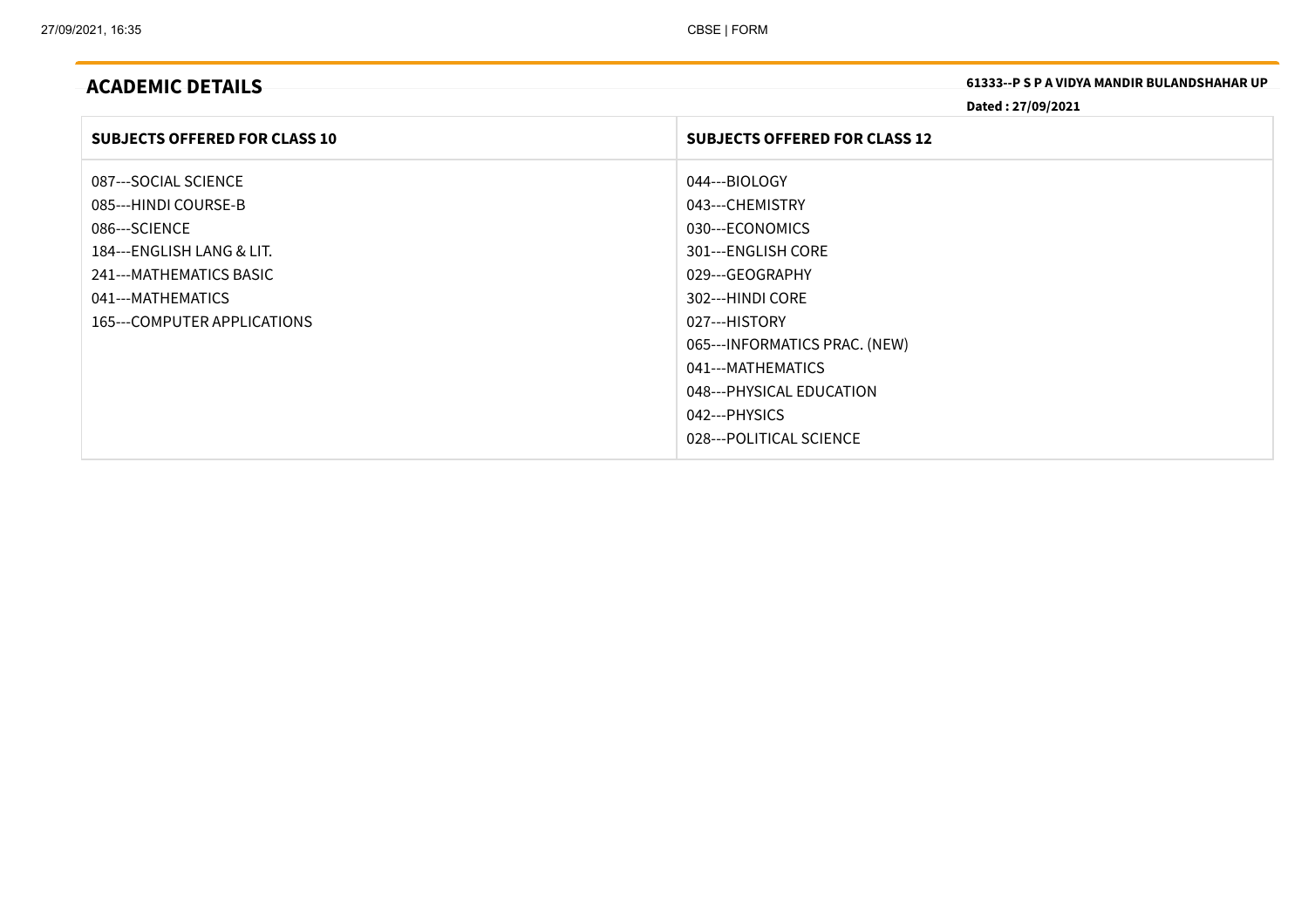## ACADEMIC DETAILS

**61333--P S P A VIDYA MANDIR BULANDSHAHAR UP**

**Dated : 27/09/2021**

| SUBJECTS OFFERED FOR CLASS 10 | SUBJECTS OFFERED FOR CLASS 12 |
|---|---|
| 087---SOCIAL SCIENCE<br>085---HINDI COURSE-B<br>086---SCIENCE<br>184---ENGLISH LANG & LIT.<br>241---MATHEMATICS BASIC<br>041---MATHEMATICS<br>165---COMPUTER APPLICATIONS | 044---BIOLOGY<br>043---CHEMISTRY<br>030---ECONOMICS<br>301---ENGLISH CORE<br>029---GEOGRAPHY<br>302---HINDI CORE<br>027---HISTORY<br>065---INFORMATICS PRAC. (NEW)<br>041---MATHEMATICS<br>048---PHYSICAL EDUCATION<br>042---PHYSICS<br>028---POLITICAL SCIENCE |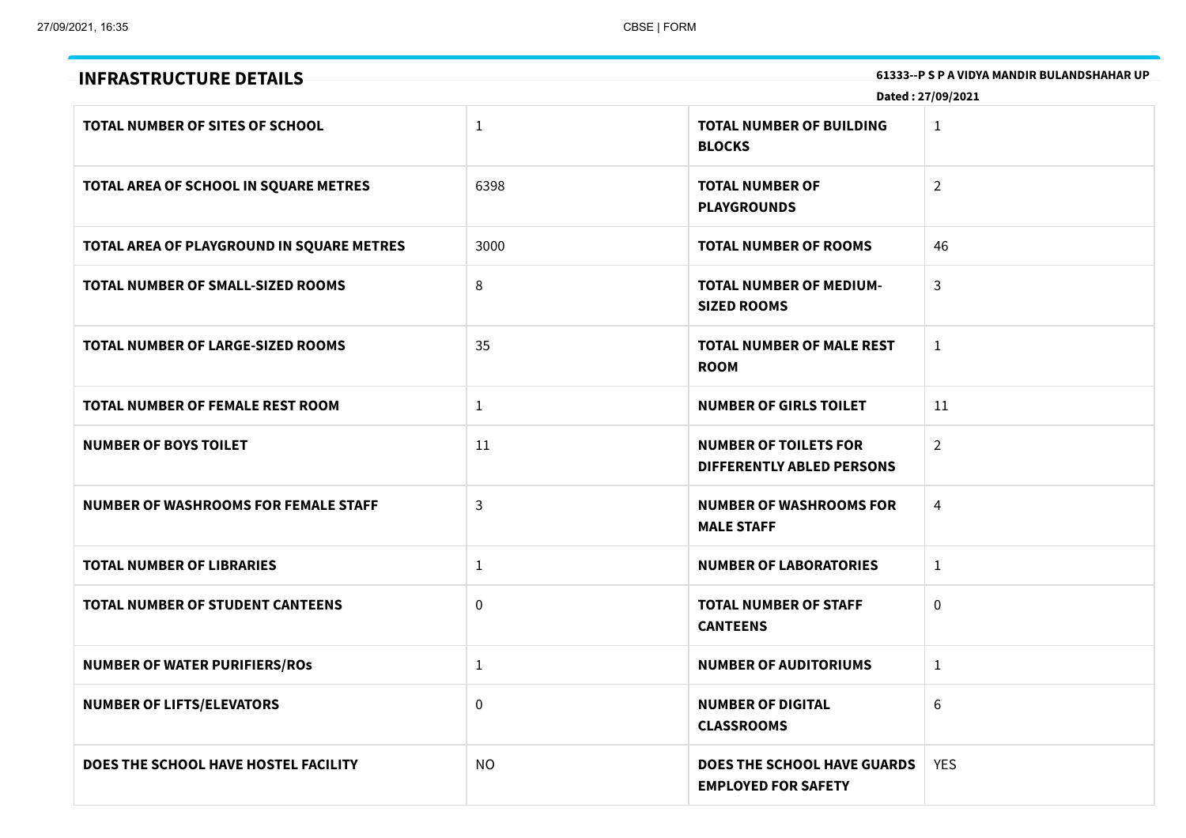## INFRASTRUCTURE DETAILS

**61333--P S P A VIDYA MANDIR BULANDSHAHAR UP**

**Dated : 27/09/2021**

| | | | |
|---|---|---|---|
| **TOTAL NUMBER OF SITES OF SCHOOL** | 1 | **TOTAL NUMBER OF BUILDING BLOCKS** | 1 |
| **TOTAL AREA OF SCHOOL IN SQUARE METRES** | 6398 | **TOTAL NUMBER OF PLAYGROUNDS** | 2 |
| **TOTAL AREA OF PLAYGROUND IN SQUARE METRES** | 3000 | **TOTAL NUMBER OF ROOMS** | 46 |
| **TOTAL NUMBER OF SMALL-SIZED ROOMS** | 8 | **TOTAL NUMBER OF MEDIUM-SIZED ROOMS** | 3 |
| **TOTAL NUMBER OF LARGE-SIZED ROOMS** | 35 | **TOTAL NUMBER OF MALE REST ROOM** | 1 |
| **TOTAL NUMBER OF FEMALE REST ROOM** | 1 | **NUMBER OF GIRLS TOILET** | 11 |
| **NUMBER OF BOYS TOILET** | 11 | **NUMBER OF TOILETS FOR DIFFERENTLY ABLED PERSONS** | 2 |
| **NUMBER OF WASHROOMS FOR FEMALE STAFF** | 3 | **NUMBER OF WASHROOMS FOR MALE STAFF** | 4 |
| **TOTAL NUMBER OF LIBRARIES** | 1 | **NUMBER OF LABORATORIES** | 1 |
| **TOTAL NUMBER OF STUDENT CANTEENS** | 0 | **TOTAL NUMBER OF STAFF CANTEENS** | 0 |
| **NUMBER OF WATER PURIFIERS/ROs** | 1 | **NUMBER OF AUDITORIUMS** | 1 |
| **NUMBER OF LIFTS/ELEVATORS** | 0 | **NUMBER OF DIGITAL CLASSROOMS** | 6 |
| **DOES THE SCHOOL HAVE HOSTEL FACILITY** | NO | **DOES THE SCHOOL HAVE GUARDS EMPLOYED FOR SAFETY** | YES |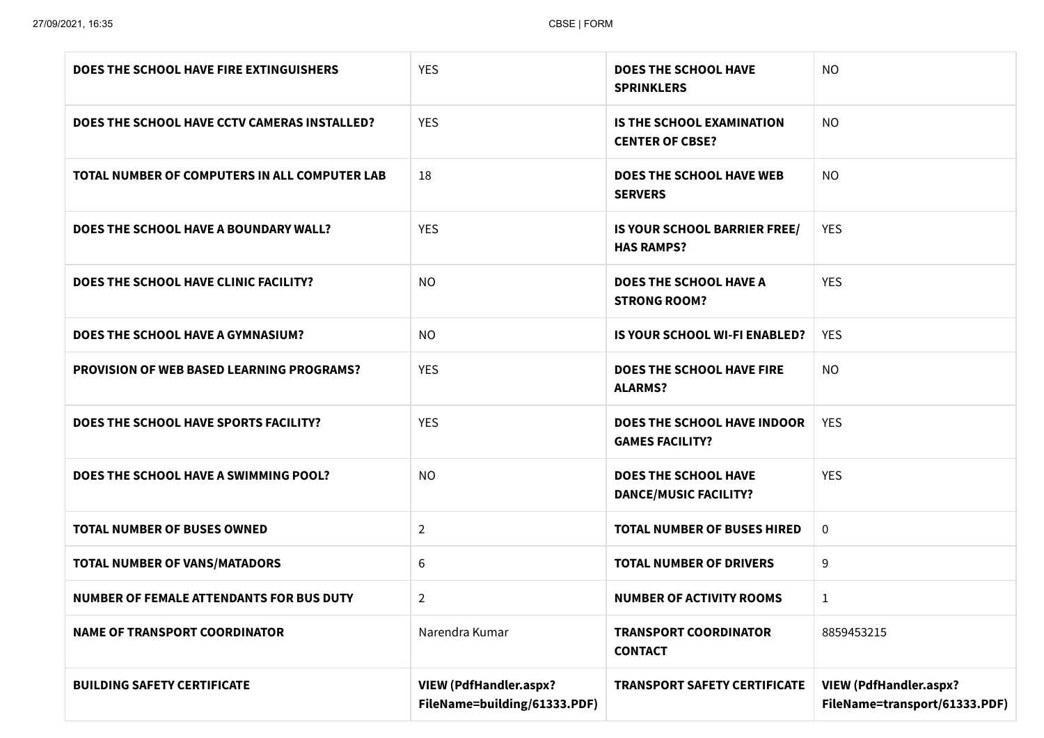| | | | |
|---|---|---|---|
| **DOES THE SCHOOL HAVE FIRE EXTINGUISHERS** | YES | **DOES THE SCHOOL HAVE SPRINKLERS** | NO |
| **DOES THE SCHOOL HAVE CCTV CAMERAS INSTALLED?** | YES | **IS THE SCHOOL EXAMINATION CENTER OF CBSE?** | NO |
| **TOTAL NUMBER OF COMPUTERS IN ALL COMPUTER LAB** | 18 | **DOES THE SCHOOL HAVE WEB SERVERS** | NO |
| **DOES THE SCHOOL HAVE A BOUNDARY WALL?** | YES | **IS YOUR SCHOOL BARRIER FREE/ HAS RAMPS?** | YES |
| **DOES THE SCHOOL HAVE CLINIC FACILITY?** | NO | **DOES THE SCHOOL HAVE A STRONG ROOM?** | YES |
| **DOES THE SCHOOL HAVE A GYMNASIUM?** | NO | **IS YOUR SCHOOL WI-FI ENABLED?** | YES |
| **PROVISION OF WEB BASED LEARNING PROGRAMS?** | YES | **DOES THE SCHOOL HAVE FIRE ALARMS?** | NO |
| **DOES THE SCHOOL HAVE SPORTS FACILITY?** | YES | **DOES THE SCHOOL HAVE INDOOR GAMES FACILITY?** | YES |
| **DOES THE SCHOOL HAVE A SWIMMING POOL?** | NO | **DOES THE SCHOOL HAVE DANCE/MUSIC FACILITY?** | YES |
| **TOTAL NUMBER OF BUSES OWNED** | 2 | **TOTAL NUMBER OF BUSES HIRED** | 0 |
| **TOTAL NUMBER OF VANS/MATADORS** | 6 | **TOTAL NUMBER OF DRIVERS** | 9 |
| **NUMBER OF FEMALE ATTENDANTS FOR BUS DUTY** | 2 | **NUMBER OF ACTIVITY ROOMS** | 1 |
| **NAME OF TRANSPORT COORDINATOR** | Narendra Kumar | **TRANSPORT COORDINATOR CONTACT** | 8859453215 |
| **BUILDING SAFETY CERTIFICATE** | **VIEW (PdfHandler.aspx?FileName=building/61333.PDF)** | **TRANSPORT SAFETY CERTIFICATE** | **VIEW (PdfHandler.aspx?FileName=transport/61333.PDF)** |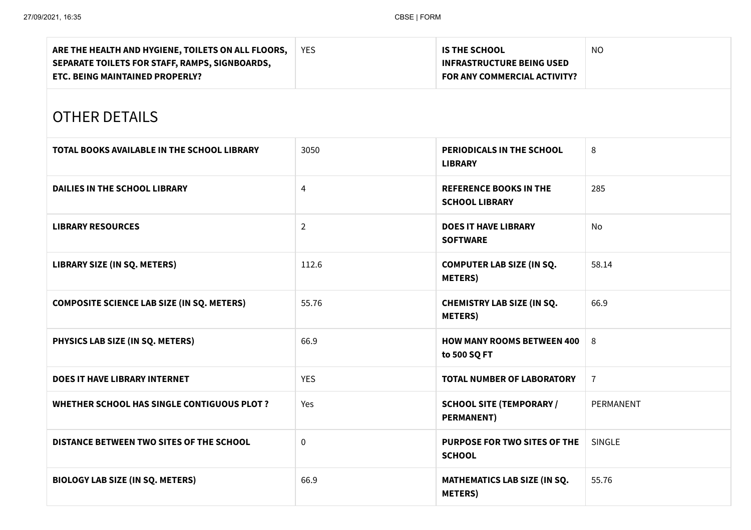| | | | |
|---|---|---|---|
| **ARE THE HEALTH AND HYGIENE, TOILETS ON ALL FLOORS, SEPARATE TOILETS FOR STAFF, RAMPS, SIGNBOARDS, ETC. BEING MAINTAINED PROPERLY?** | YES | **IS THE SCHOOL INFRASTRUCTURE BEING USED FOR ANY COMMERCIAL ACTIVITY?** | NO |

## OTHER DETAILS

| | | | |
|---|---|---|---|
| **TOTAL BOOKS AVAILABLE IN THE SCHOOL LIBRARY** | 3050 | **PERIODICALS IN THE SCHOOL LIBRARY** | 8 |
| **DAILIES IN THE SCHOOL LIBRARY** | 4 | **REFERENCE BOOKS IN THE SCHOOL LIBRARY** | 285 |
| **LIBRARY RESOURCES** | 2 | **DOES IT HAVE LIBRARY SOFTWARE** | No |
| **LIBRARY SIZE (IN SQ. METERS)** | 112.6 | **COMPUTER LAB SIZE (IN SQ. METERS)** | 58.14 |
| **COMPOSITE SCIENCE LAB SIZE (IN SQ. METERS)** | 55.76 | **CHEMISTRY LAB SIZE (IN SQ. METERS)** | 66.9 |
| **PHYSICS LAB SIZE (IN SQ. METERS)** | 66.9 | **HOW MANY ROOMS BETWEEN 400 to 500 SQ FT** | 8 |
| **DOES IT HAVE LIBRARY INTERNET** | YES | **TOTAL NUMBER OF LABORATORY** | 7 |
| **WHETHER SCHOOL HAS SINGLE CONTIGUOUS PLOT ?** | Yes | **SCHOOL SITE (TEMPORARY / PERMANENT)** | PERMANENT |
| **DISTANCE BETWEEN TWO SITES OF THE SCHOOL** | 0 | **PURPOSE FOR TWO SITES OF THE SCHOOL** | SINGLE |
| **BIOLOGY LAB SIZE (IN SQ. METERS)** | 66.9 | **MATHEMATICS LAB SIZE (IN SQ. METERS)** | 55.76 |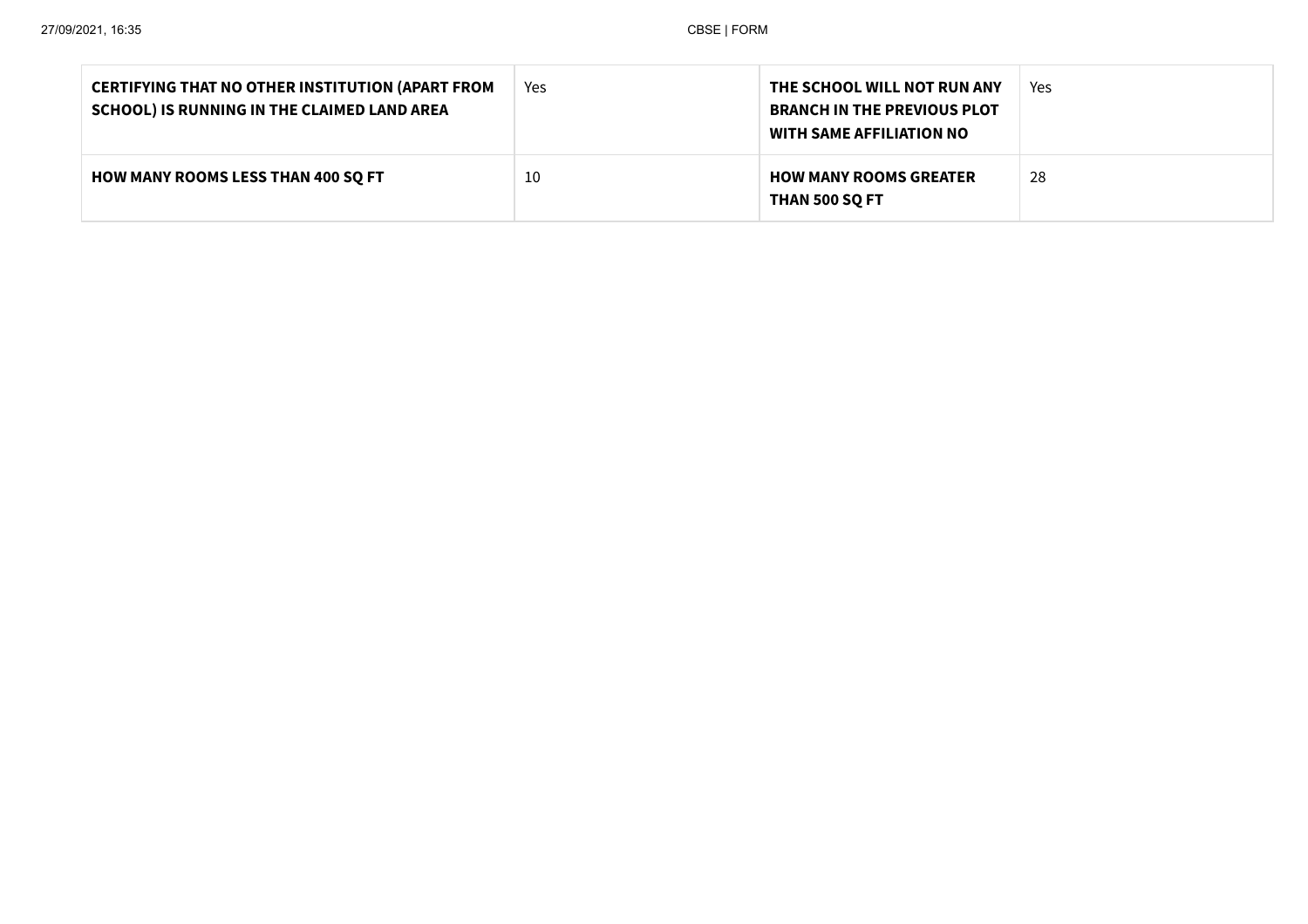| **CERTIFYING THAT NO OTHER INSTITUTION (APART FROM SCHOOL) IS RUNNING IN THE CLAIMED LAND AREA** | Yes | **THE SCHOOL WILL NOT RUN ANY BRANCH IN THE PREVIOUS PLOT WITH SAME AFFILIATION NO** | Yes |
|---|---|---|---|
| **HOW MANY ROOMS LESS THAN 400 SQ FT** | 10 | **HOW MANY ROOMS GREATER THAN 500 SQ FT** | 28 |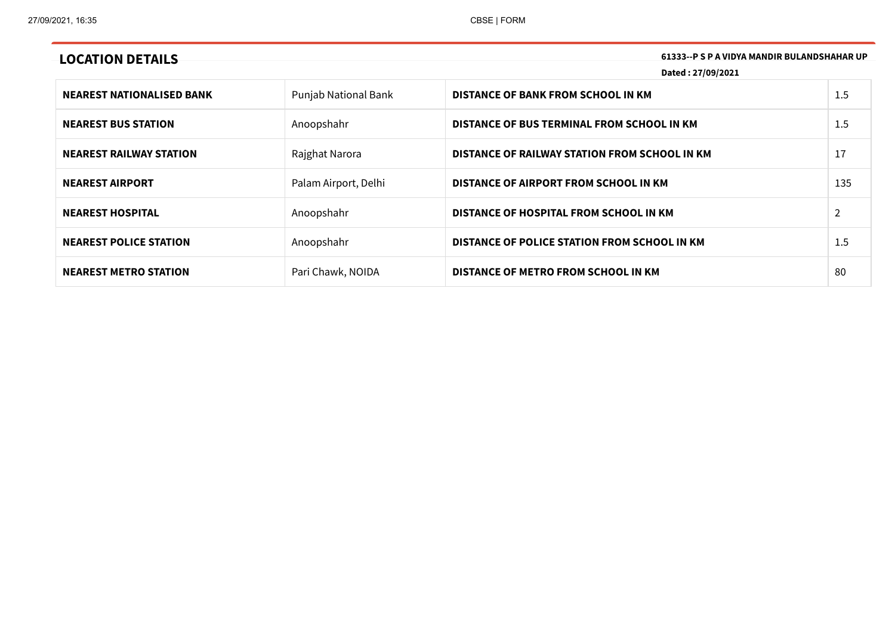## LOCATION DETAILS

**61333--P S P A VIDYA MANDIR BULANDSHAHAR UP**

**Dated : 27/09/2021**

| | | | |
|---|---|---|---|
| **NEAREST NATIONALISED BANK** | Punjab National Bank | **DISTANCE OF BANK FROM SCHOOL IN KM** | 1.5 |
| **NEAREST BUS STATION** | Anoopshahr | **DISTANCE OF BUS TERMINAL FROM SCHOOL IN KM** | 1.5 |
| **NEAREST RAILWAY STATION** | Rajghat Narora | **DISTANCE OF RAILWAY STATION FROM SCHOOL IN KM** | 17 |
| **NEAREST AIRPORT** | Palam Airport, Delhi | **DISTANCE OF AIRPORT FROM SCHOOL IN KM** | 135 |
| **NEAREST HOSPITAL** | Anoopshahr | **DISTANCE OF HOSPITAL FROM SCHOOL IN KM** | 2 |
| **NEAREST POLICE STATION** | Anoopshahr | **DISTANCE OF POLICE STATION FROM SCHOOL IN KM** | 1.5 |
| **NEAREST METRO STATION** | Pari Chawk, NOIDA | **DISTANCE OF METRO FROM SCHOOL IN KM** | 80 |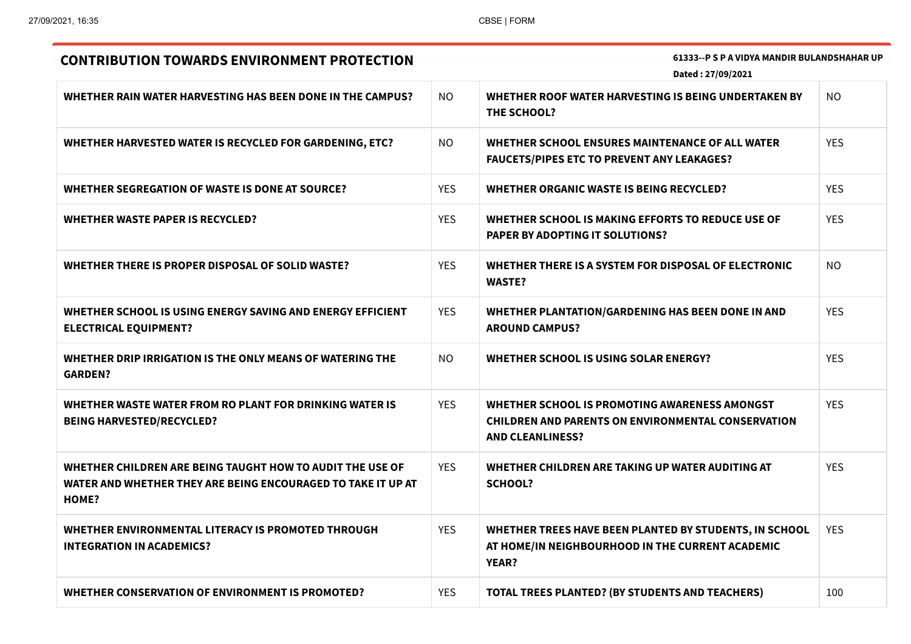## CONTRIBUTION TOWARDS ENVIRONMENT PROTECTION

**61333--P S P A VIDYA MANDIR BULANDSHAHAR UP**

**Dated : 27/09/2021**

| | | | |
|---|---|---|---|
| **WHETHER RAIN WATER HARVESTING HAS BEEN DONE IN THE CAMPUS?** | NO | **WHETHER ROOF WATER HARVESTING IS BEING UNDERTAKEN BY THE SCHOOL?** | NO |
| **WHETHER HARVESTED WATER IS RECYCLED FOR GARDENING, ETC?** | NO | **WHETHER SCHOOL ENSURES MAINTENANCE OF ALL WATER FAUCETS/PIPES ETC TO PREVENT ANY LEAKAGES?** | YES |
| **WHETHER SEGREGATION OF WASTE IS DONE AT SOURCE?** | YES | **WHETHER ORGANIC WASTE IS BEING RECYCLED?** | YES |
| **WHETHER WASTE PAPER IS RECYCLED?** | YES | **WHETHER SCHOOL IS MAKING EFFORTS TO REDUCE USE OF PAPER BY ADOPTING IT SOLUTIONS?** | YES |
| **WHETHER THERE IS PROPER DISPOSAL OF SOLID WASTE?** | YES | **WHETHER THERE IS A SYSTEM FOR DISPOSAL OF ELECTRONIC WASTE?** | NO |
| **WHETHER SCHOOL IS USING ENERGY SAVING AND ENERGY EFFICIENT ELECTRICAL EQUIPMENT?** | YES | **WHETHER PLANTATION/GARDENING HAS BEEN DONE IN AND AROUND CAMPUS?** | YES |
| **WHETHER DRIP IRRIGATION IS THE ONLY MEANS OF WATERING THE GARDEN?** | NO | **WHETHER SCHOOL IS USING SOLAR ENERGY?** | YES |
| **WHETHER WASTE WATER FROM RO PLANT FOR DRINKING WATER IS BEING HARVESTED/RECYCLED?** | YES | **WHETHER SCHOOL IS PROMOTING AWARENESS AMONGST CHILDREN AND PARENTS ON ENVIRONMENTAL CONSERVATION AND CLEANLINESS?** | YES |
| **WHETHER CHILDREN ARE BEING TAUGHT HOW TO AUDIT THE USE OF WATER AND WHETHER THEY ARE BEING ENCOURAGED TO TAKE IT UP AT HOME?** | YES | **WHETHER CHILDREN ARE TAKING UP WATER AUDITING AT SCHOOL?** | YES |
| **WHETHER ENVIRONMENTAL LITERACY IS PROMOTED THROUGH INTEGRATION IN ACADEMICS?** | YES | **WHETHER TREES HAVE BEEN PLANTED BY STUDENTS, IN SCHOOL AT HOME/IN NEIGHBOURHOOD IN THE CURRENT ACADEMIC YEAR?** | YES |
| **WHETHER CONSERVATION OF ENVIRONMENT IS PROMOTED?** | YES | **TOTAL TREES PLANTED? (BY STUDENTS AND TEACHERS)** | 100 |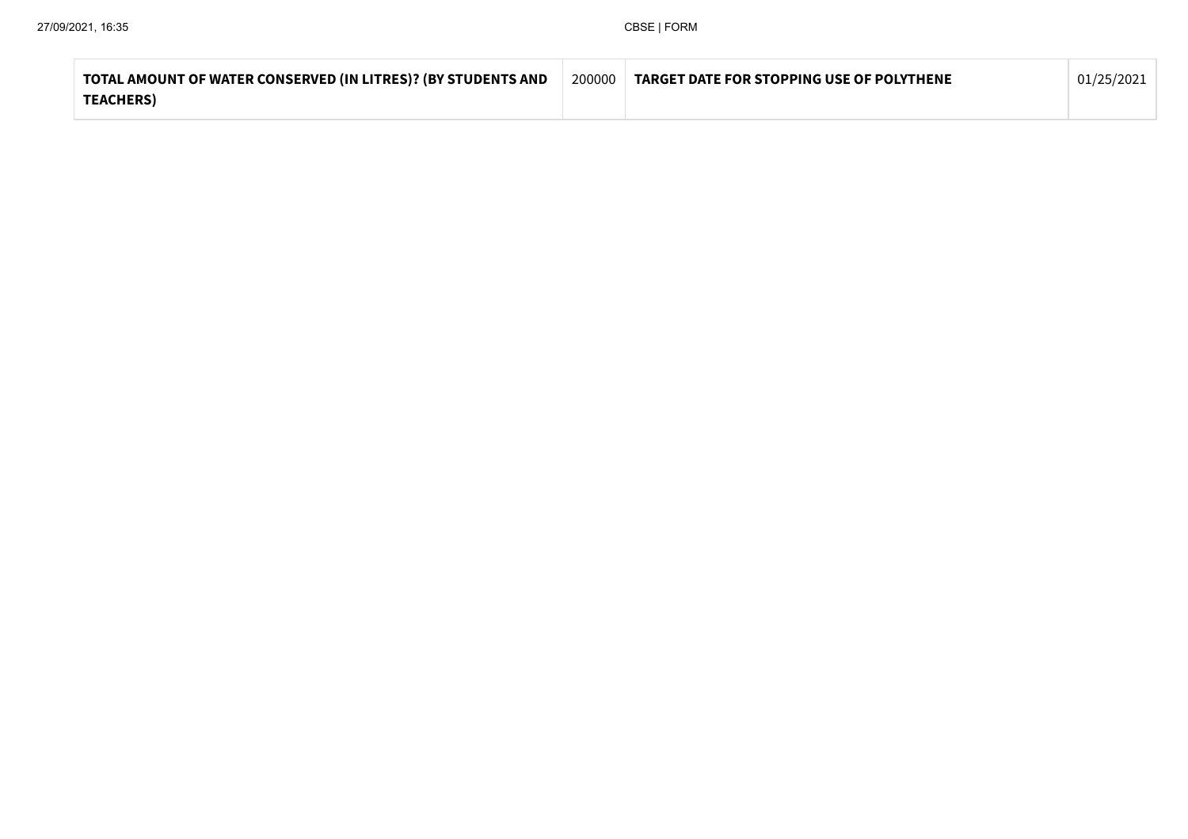| TOTAL AMOUNT OF WATER CONSERVED (IN LITRES)? (BY STUDENTS AND TEACHERS) | 200000 | TARGET DATE FOR STOPPING USE OF POLYTHENE | 01/25/2021 |
|---|---|---|---|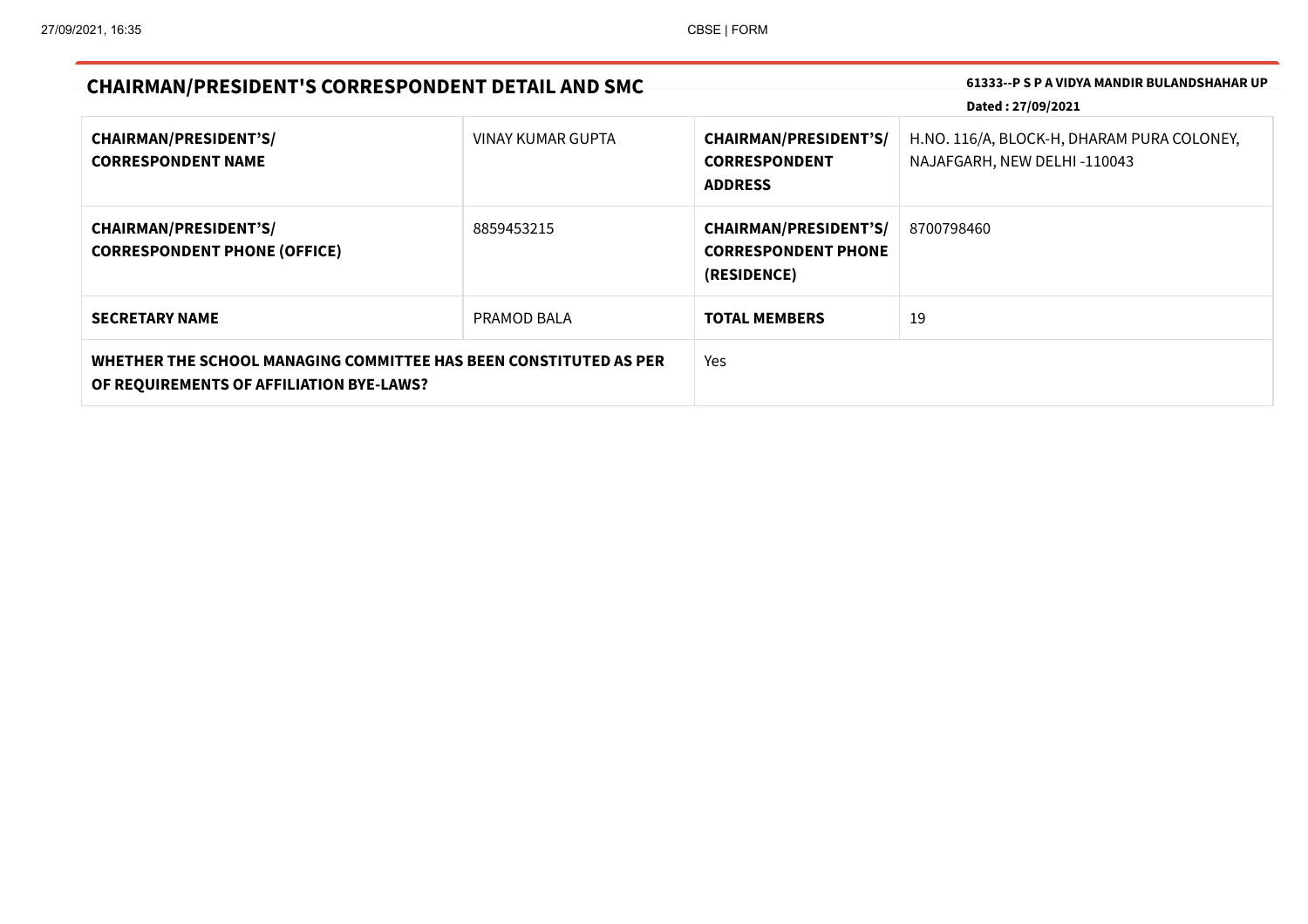## CHAIRMAN/PRESIDENT'S CORRESPONDENT DETAIL AND SMC

**61333--P S P A VIDYA MANDIR BULANDSHAHAR UP**

**Dated : 27/09/2021**

| | | | |
|---|---|---|---|
| **CHAIRMAN/PRESIDENT'S/ CORRESPONDENT NAME** | VINAY KUMAR GUPTA | **CHAIRMAN/PRESIDENT'S/ CORRESPONDENT ADDRESS** | H.NO. 116/A, BLOCK-H, DHARAM PURA COLONEY, NAJAFGARH, NEW DELHI -110043 |
| **CHAIRMAN/PRESIDENT'S/ CORRESPONDENT PHONE (OFFICE)** | 8859453215 | **CHAIRMAN/PRESIDENT'S/ CORRESPONDENT PHONE (RESIDENCE)** | 8700798460 |
| **SECRETARY NAME** | PRAMOD BALA | **TOTAL MEMBERS** | 19 |
| **WHETHER THE SCHOOL MANAGING COMMITTEE HAS BEEN CONSTITUTED AS PER OF REQUIREMENTS OF AFFILIATION BYE-LAWS?** | | Yes | |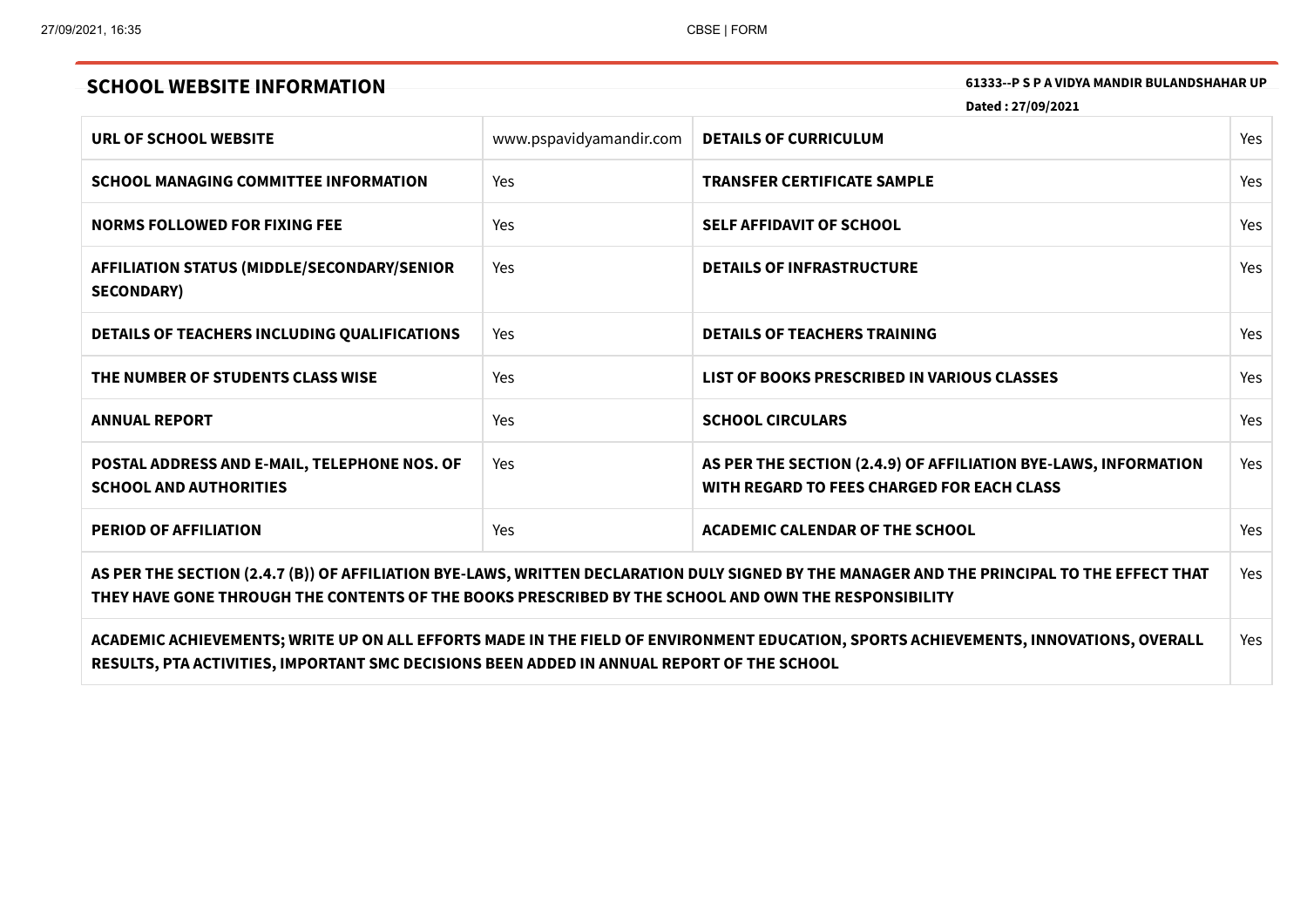## SCHOOL WEBSITE INFORMATION

**61333--P S P A VIDYA MANDIR BULANDSHAHAR UP**

**Dated : 27/09/2021**

| | | | |
|---|---|---|---|
| **URL OF SCHOOL WEBSITE** | www.pspavidyamandir.com | **DETAILS OF CURRICULUM** | Yes |
| **SCHOOL MANAGING COMMITTEE INFORMATION** | Yes | **TRANSFER CERTIFICATE SAMPLE** | Yes |
| **NORMS FOLLOWED FOR FIXING FEE** | Yes | **SELF AFFIDAVIT OF SCHOOL** | Yes |
| **AFFILIATION STATUS (MIDDLE/SECONDARY/SENIOR SECONDARY)** | Yes | **DETAILS OF INFRASTRUCTURE** | Yes |
| **DETAILS OF TEACHERS INCLUDING QUALIFICATIONS** | Yes | **DETAILS OF TEACHERS TRAINING** | Yes |
| **THE NUMBER OF STUDENTS CLASS WISE** | Yes | **LIST OF BOOKS PRESCRIBED IN VARIOUS CLASSES** | Yes |
| **ANNUAL REPORT** | Yes | **SCHOOL CIRCULARS** | Yes |
| **POSTAL ADDRESS AND E-MAIL, TELEPHONE NOS. OF SCHOOL AND AUTHORITIES** | Yes | **AS PER THE SECTION (2.4.9) OF AFFILIATION BYE-LAWS, INFORMATION WITH REGARD TO FEES CHARGED FOR EACH CLASS** | Yes |
| **PERIOD OF AFFILIATION** | Yes | **ACADEMIC CALENDAR OF THE SCHOOL** | Yes |
| **AS PER THE SECTION (2.4.7 (B)) OF AFFILIATION BYE-LAWS, WRITTEN DECLARATION DULY SIGNED BY THE MANAGER AND THE PRINCIPAL TO THE EFFECT THAT THEY HAVE GONE THROUGH THE CONTENTS OF THE BOOKS PRESCRIBED BY THE SCHOOL AND OWN THE RESPONSIBILITY** | | | Yes |
| **ACADEMIC ACHIEVEMENTS; WRITE UP ON ALL EFFORTS MADE IN THE FIELD OF ENVIRONMENT EDUCATION, SPORTS ACHIEVEMENTS, INNOVATIONS, OVERALL RESULTS, PTA ACTIVITIES, IMPORTANT SMC DECISIONS BEEN ADDED IN ANNUAL REPORT OF THE SCHOOL** | | | Yes |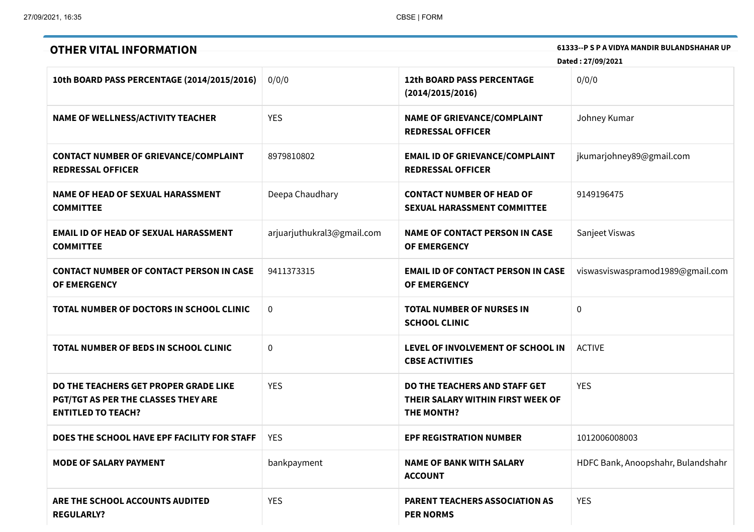## OTHER VITAL INFORMATION

**61333--P S P A VIDYA MANDIR BULANDSHAHAR UP**

**Dated : 27/09/2021**

| | | | |
|---|---|---|---|
| **10th BOARD PASS PERCENTAGE (2014/2015/2016)** | 0/0/0 | **12th BOARD PASS PERCENTAGE (2014/2015/2016)** | 0/0/0 |
| **NAME OF WELLNESS/ACTIVITY TEACHER** | YES | **NAME OF GRIEVANCE/COMPLAINT REDRESSAL OFFICER** | Johney Kumar |
| **CONTACT NUMBER OF GRIEVANCE/COMPLAINT REDRESSAL OFFICER** | 8979810802 | **EMAIL ID OF GRIEVANCE/COMPLAINT REDRESSAL OFFICER** | jkumarjohney89@gmail.com |
| **NAME OF HEAD OF SEXUAL HARASSMENT COMMITTEE** | Deepa Chaudhary | **CONTACT NUMBER OF HEAD OF SEXUAL HARASSMENT COMMITTEE** | 9149196475 |
| **EMAIL ID OF HEAD OF SEXUAL HARASSMENT COMMITTEE** | arjuarjuthukral3@gmail.com | **NAME OF CONTACT PERSON IN CASE OF EMERGENCY** | Sanjeet Viswas |
| **CONTACT NUMBER OF CONTACT PERSON IN CASE OF EMERGENCY** | 9411373315 | **EMAIL ID OF CONTACT PERSON IN CASE OF EMERGENCY** | viswasviswaspramod1989@gmail.com |
| **TOTAL NUMBER OF DOCTORS IN SCHOOL CLINIC** | 0 | **TOTAL NUMBER OF NURSES IN SCHOOL CLINIC** | 0 |
| **TOTAL NUMBER OF BEDS IN SCHOOL CLINIC** | 0 | **LEVEL OF INVOLVEMENT OF SCHOOL IN CBSE ACTIVITIES** | ACTIVE |
| **DO THE TEACHERS GET PROPER GRADE LIKE PGT/TGT AS PER THE CLASSES THEY ARE ENTITLED TO TEACH?** | YES | **DO THE TEACHERS AND STAFF GET THEIR SALARY WITHIN FIRST WEEK OF THE MONTH?** | YES |
| **DOES THE SCHOOL HAVE EPF FACILITY FOR STAFF** | YES | **EPF REGISTRATION NUMBER** | 1012006008003 |
| **MODE OF SALARY PAYMENT** | bankpayment | **NAME OF BANK WITH SALARY ACCOUNT** | HDFC Bank, Anoopshahr, Bulandshahr |
| **ARE THE SCHOOL ACCOUNTS AUDITED REGULARLY?** | YES | **PARENT TEACHERS ASSOCIATION AS PER NORMS** | YES |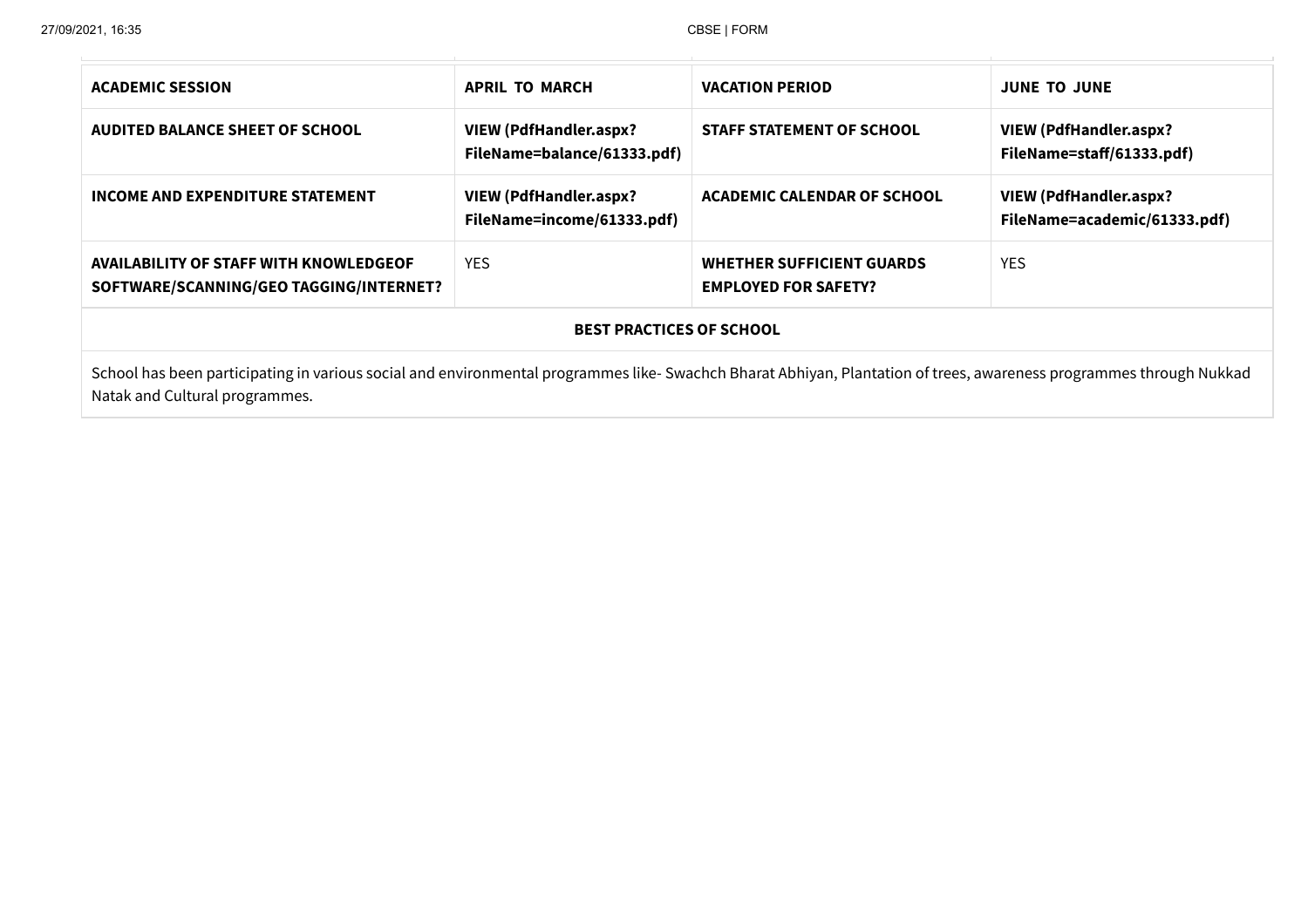| ACADEMIC SESSION | APRIL TO MARCH | VACATION PERIOD | JUNE TO JUNE |
|---|---|---|---|
| AUDITED BALANCE SHEET OF SCHOOL | VIEW (PdfHandler.aspx?FileName=balance/61333.pdf) | STAFF STATEMENT OF SCHOOL | VIEW (PdfHandler.aspx?FileName=staff/61333.pdf) |
| INCOME AND EXPENDITURE STATEMENT | VIEW (PdfHandler.aspx?FileName=income/61333.pdf) | ACADEMIC CALENDAR OF SCHOOL | VIEW (PdfHandler.aspx?FileName=academic/61333.pdf) |
| AVAILABILITY OF STAFF WITH KNOWLEDGEOF SOFTWARE/SCANNING/GEO TAGGING/INTERNET? | YES | WHETHER SUFFICIENT GUARDS EMPLOYED FOR SAFETY? | YES |

| BEST PRACTICES OF SCHOOL |
|---|
| School has been participating in various social and environmental programmes like- Swachch Bharat Abhiyan, Plantation of trees, awareness programmes through Nukkad Natak and Cultural programmes. |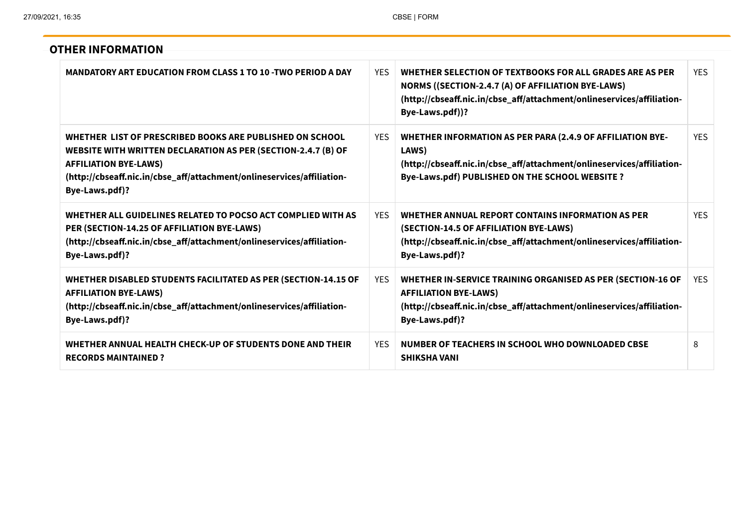## OTHER INFORMATION

| | | | |
|---|---|---|---|
| **MANDATORY ART EDUCATION FROM CLASS 1 TO 10 -TWO PERIOD A DAY** | YES | **WHETHER SELECTION OF TEXTBOOKS FOR ALL GRADES ARE AS PER NORMS ((SECTION-2.4.7 (A) OF AFFILIATION BYE-LAWS) (http://cbseaff.nic.in/cbse_aff/attachment/onlineservices/affiliation-Bye-Laws.pdf))?** | YES |
| **WHETHER LIST OF PRESCRIBED BOOKS ARE PUBLISHED ON SCHOOL WEBSITE WITH WRITTEN DECLARATION AS PER (SECTION-2.4.7 (B) OF AFFILIATION BYE-LAWS) (http://cbseaff.nic.in/cbse_aff/attachment/onlineservices/affiliation-Bye-Laws.pdf)?** | YES | **WHETHER INFORMATION AS PER PARA (2.4.9 OF AFFILIATION BYE-LAWS) (http://cbseaff.nic.in/cbse_aff/attachment/onlineservices/affiliation-Bye-Laws.pdf) PUBLISHED ON THE SCHOOL WEBSITE ?** | YES |
| **WHETHER ALL GUIDELINES RELATED TO POCSO ACT COMPLIED WITH AS PER (SECTION-14.25 OF AFFILIATION BYE-LAWS) (http://cbseaff.nic.in/cbse_aff/attachment/onlineservices/affiliation-Bye-Laws.pdf)?** | YES | **WHETHER ANNUAL REPORT CONTAINS INFORMATION AS PER (SECTION-14.5 OF AFFILIATION BYE-LAWS) (http://cbseaff.nic.in/cbse_aff/attachment/onlineservices/affiliation-Bye-Laws.pdf)?** | YES |
| **WHETHER DISABLED STUDENTS FACILITATED AS PER (SECTION-14.15 OF AFFILIATION BYE-LAWS) (http://cbseaff.nic.in/cbse_aff/attachment/onlineservices/affiliation-Bye-Laws.pdf)?** | YES | **WHETHER IN-SERVICE TRAINING ORGANISED AS PER (SECTION-16 OF AFFILIATION BYE-LAWS) (http://cbseaff.nic.in/cbse_aff/attachment/onlineservices/affiliation-Bye-Laws.pdf)?** | YES |
| **WHETHER ANNUAL HEALTH CHECK-UP OF STUDENTS DONE AND THEIR RECORDS MAINTAINED ?** | YES | **NUMBER OF TEACHERS IN SCHOOL WHO DOWNLOADED CBSE SHIKSHA VANI** | 8 |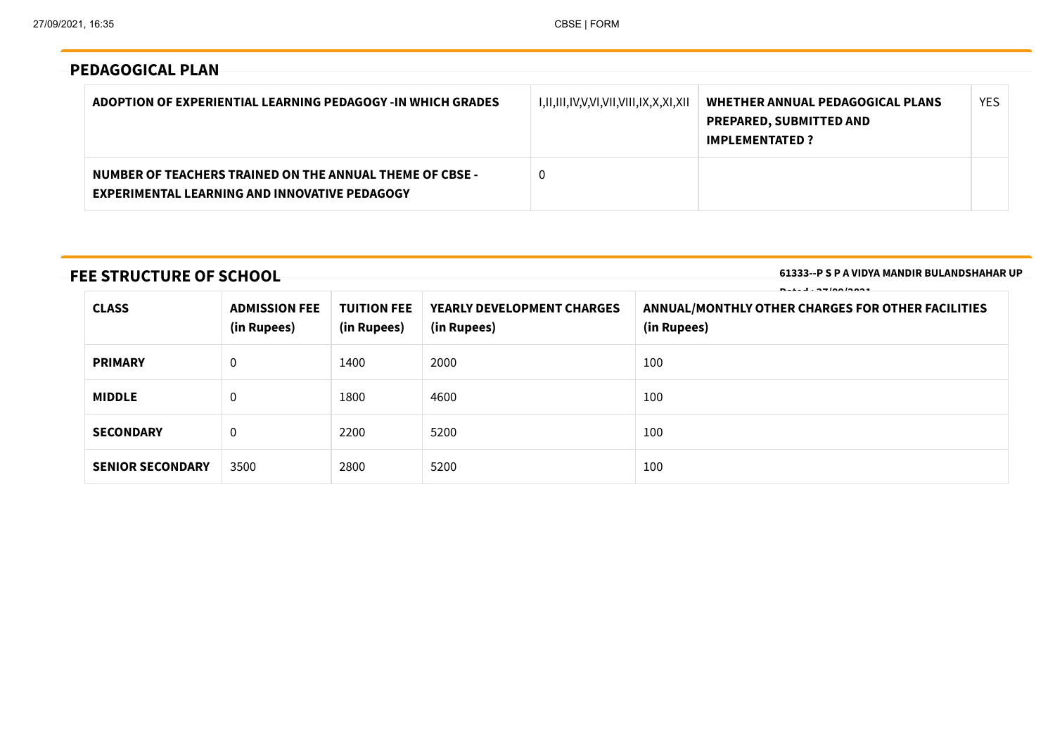## PEDAGOGICAL PLAN

| ADOPTION OF EXPERIENTIAL LEARNING PEDAGOGY -IN WHICH GRADES | I,II,III,IV,V,VI,VII,VIII,IX,X,XI,XII | WHETHER ANNUAL PEDAGOGICAL PLANS PREPARED, SUBMITTED AND IMPLEMENTATED ? | YES |
|---|---|---|---|
| NUMBER OF TEACHERS TRAINED ON THE ANNUAL THEME OF CBSE - EXPERIMENTAL LEARNING AND INNOVATIVE PEDAGOGY | 0 | | |

## FEE STRUCTURE OF SCHOOL

**61333--P S P A VIDYA MANDIR BULANDSHAHAR UP**

**Dated : 27/09/2021**

| CLASS | ADMISSION FEE (in Rupees) | TUITION FEE (in Rupees) | YEARLY DEVELOPMENT CHARGES (in Rupees) | ANNUAL/MONTHLY OTHER CHARGES FOR OTHER FACILITIES (in Rupees) |
|---|---|---|---|---|
| PRIMARY | 0 | 1400 | 2000 | 100 |
| MIDDLE | 0 | 1800 | 4600 | 100 |
| SECONDARY | 0 | 2200 | 5200 | 100 |
| SENIOR SECONDARY | 3500 | 2800 | 5200 | 100 |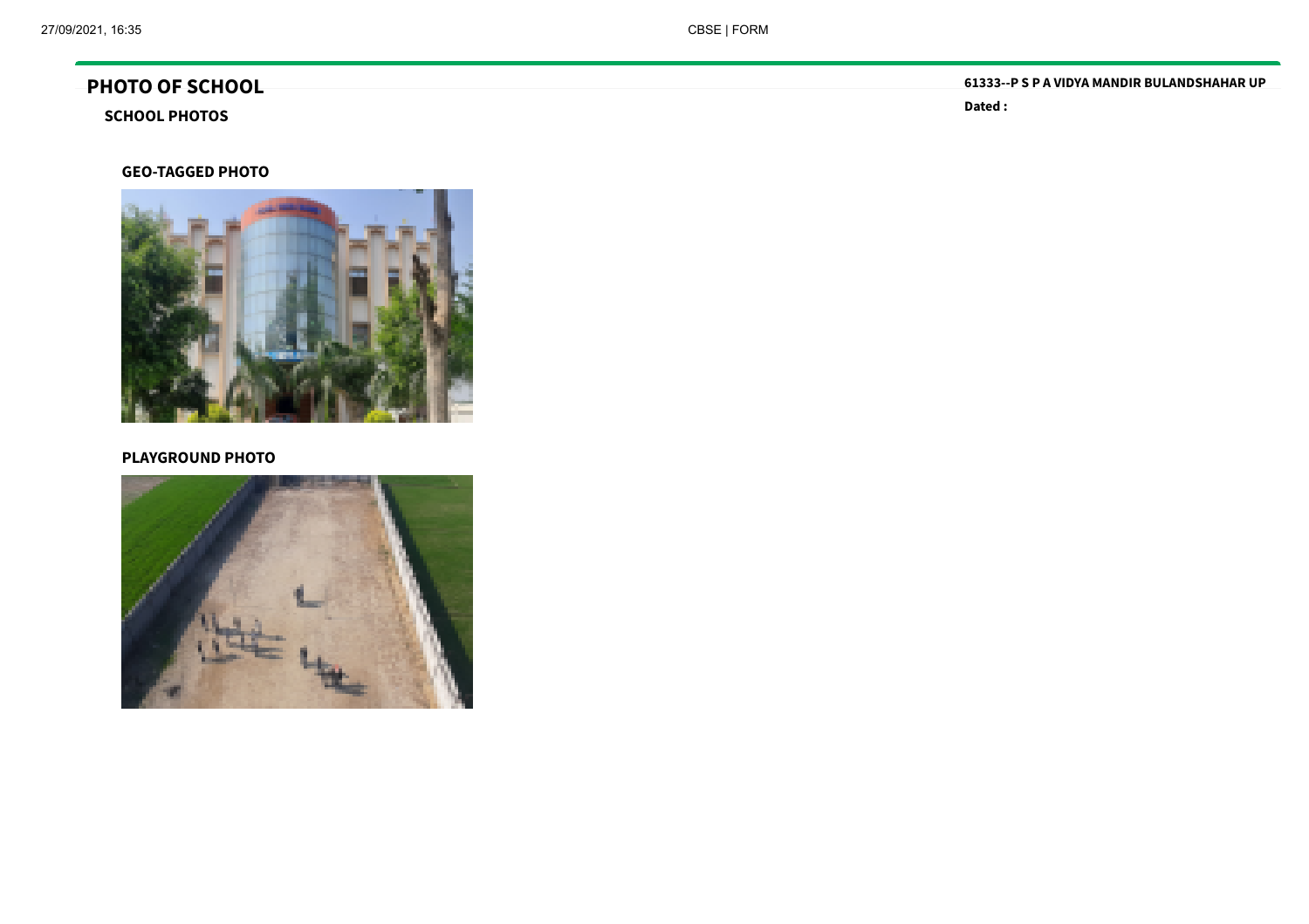# PHOTO OF SCHOOL

**61333--P S P A VIDYA MANDIR BULANDSHAHAR UP**

**Dated :**

## SCHOOL PHOTOS

### GEO-TAGGED PHOTO

### PLAYGROUND PHOTO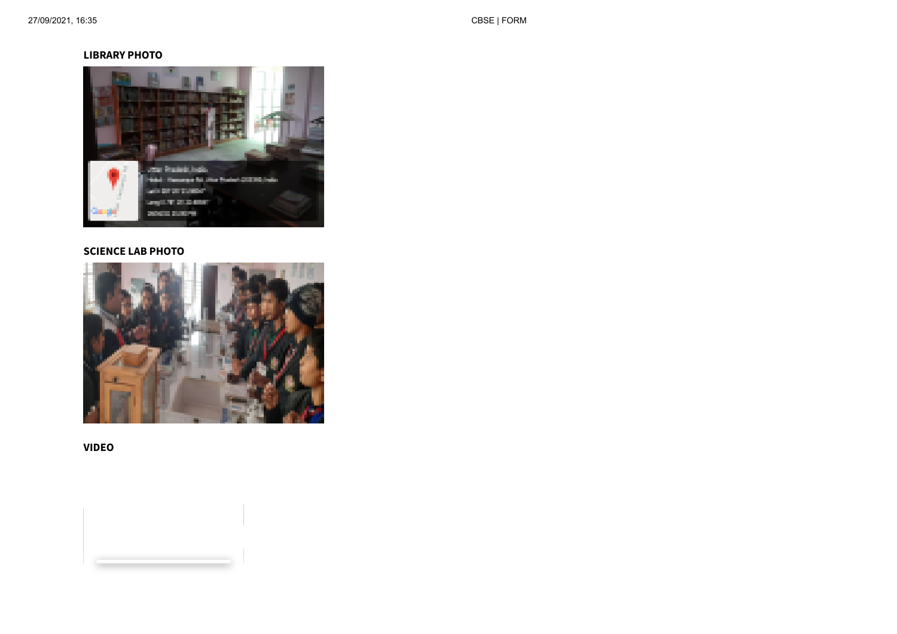**LIBRARY PHOTO**

**SCIENCE LAB PHOTO**

**VIDEO**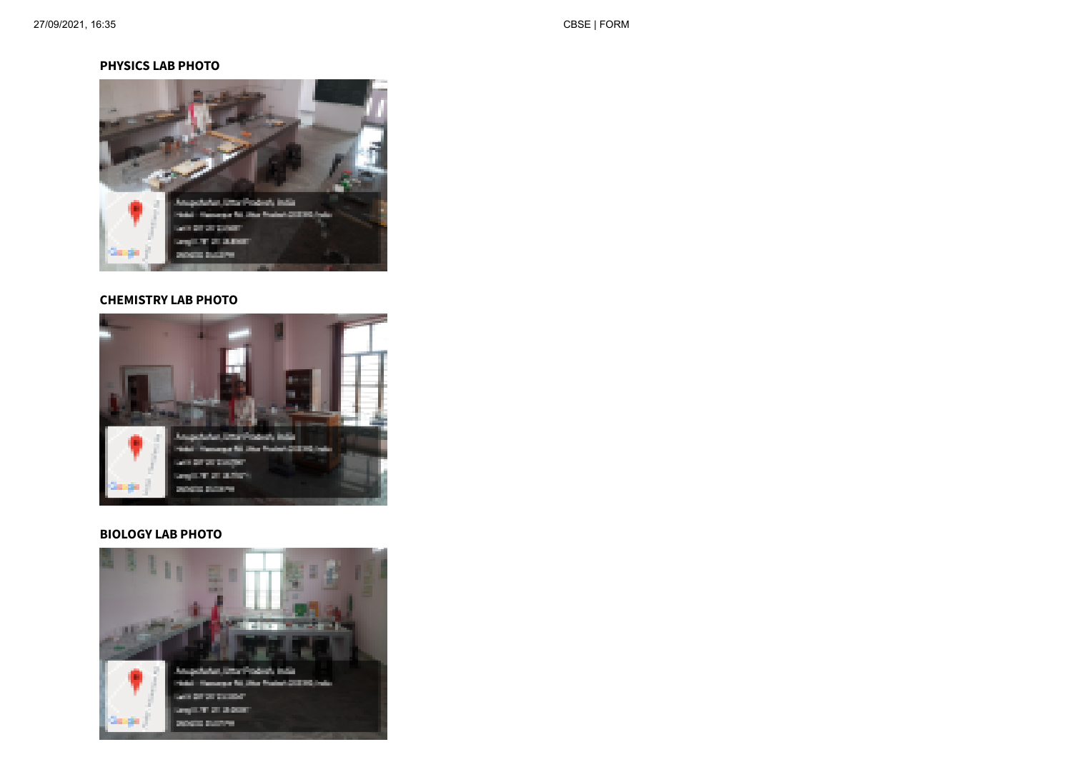**PHYSICS LAB PHOTO**

**CHEMISTRY LAB PHOTO**

**BIOLOGY LAB PHOTO**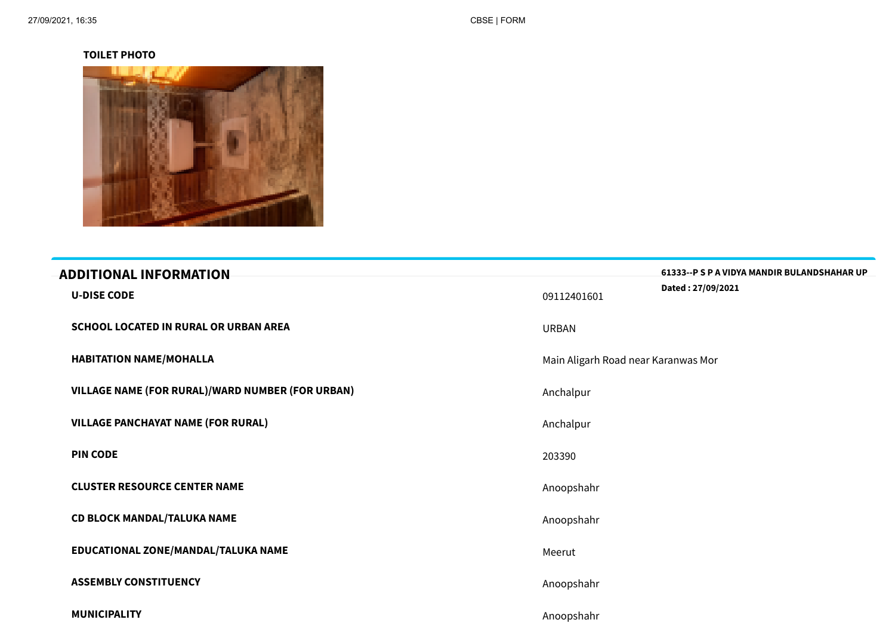**TOILET PHOTO**

## ADDITIONAL INFORMATION

**61333--P S P A VIDYA MANDIR BULANDSHAHAR UP**

**Dated : 27/09/2021**

| | |
|---|---|
| **U-DISE CODE** | 09112401601 |
| **SCHOOL LOCATED IN RURAL OR URBAN AREA** | URBAN |
| **HABITATION NAME/MOHALLA** | Main Aligarh Road near Karanwas Mor |
| **VILLAGE NAME (FOR RURAL)/WARD NUMBER (FOR URBAN)** | Anchalpur |
| **VILLAGE PANCHAYAT NAME (FOR RURAL)** | Anchalpur |
| **PIN CODE** | 203390 |
| **CLUSTER RESOURCE CENTER NAME** | Anoopshahr |
| **CD BLOCK MANDAL/TALUKA NAME** | Anoopshahr |
| **EDUCATIONAL ZONE/MANDAL/TALUKA NAME** | Meerut |
| **ASSEMBLY CONSTITUENCY** | Anoopshahr |
| **MUNICIPALITY** | Anoopshahr |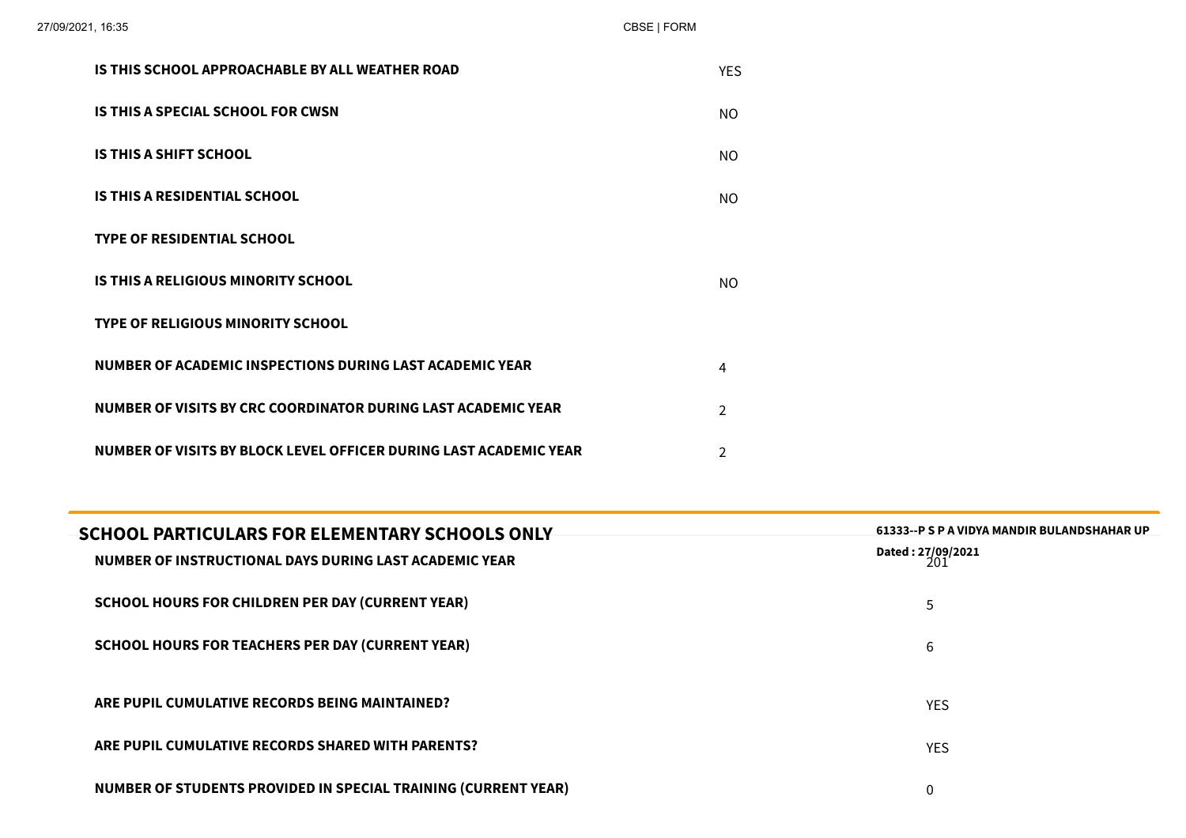| | |
|---|---|
| **IS THIS SCHOOL APPROACHABLE BY ALL WEATHER ROAD** | YES |
| **IS THIS A SPECIAL SCHOOL FOR CWSN** | NO |
| **IS THIS A SHIFT SCHOOL** | NO |
| **IS THIS A RESIDENTIAL SCHOOL** | NO |
| **TYPE OF RESIDENTIAL SCHOOL** | |
| **IS THIS A RELIGIOUS MINORITY SCHOOL** | NO |
| **TYPE OF RELIGIOUS MINORITY SCHOOL** | |
| **NUMBER OF ACADEMIC INSPECTIONS DURING LAST ACADEMIC YEAR** | 4 |
| **NUMBER OF VISITS BY CRC COORDINATOR DURING LAST ACADEMIC YEAR** | 2 |
| **NUMBER OF VISITS BY BLOCK LEVEL OFFICER DURING LAST ACADEMIC YEAR** | 2 |

## SCHOOL PARTICULARS FOR ELEMENTARY SCHOOLS ONLY

**61333--P S P A VIDYA MANDIR BULANDSHAHAR UP**

**Dated : 27/09/2021**

| | |
|---|---|
| **NUMBER OF INSTRUCTIONAL DAYS DURING LAST ACADEMIC YEAR** | 201 |
| **SCHOOL HOURS FOR CHILDREN PER DAY (CURRENT YEAR)** | 5 |
| **SCHOOL HOURS FOR TEACHERS PER DAY (CURRENT YEAR)** | 6 |
| **ARE PUPIL CUMULATIVE RECORDS BEING MAINTAINED?** | YES |
| **ARE PUPIL CUMULATIVE RECORDS SHARED WITH PARENTS?** | YES |
| **NUMBER OF STUDENTS PROVIDED IN SPECIAL TRAINING (CURRENT YEAR)** | 0 |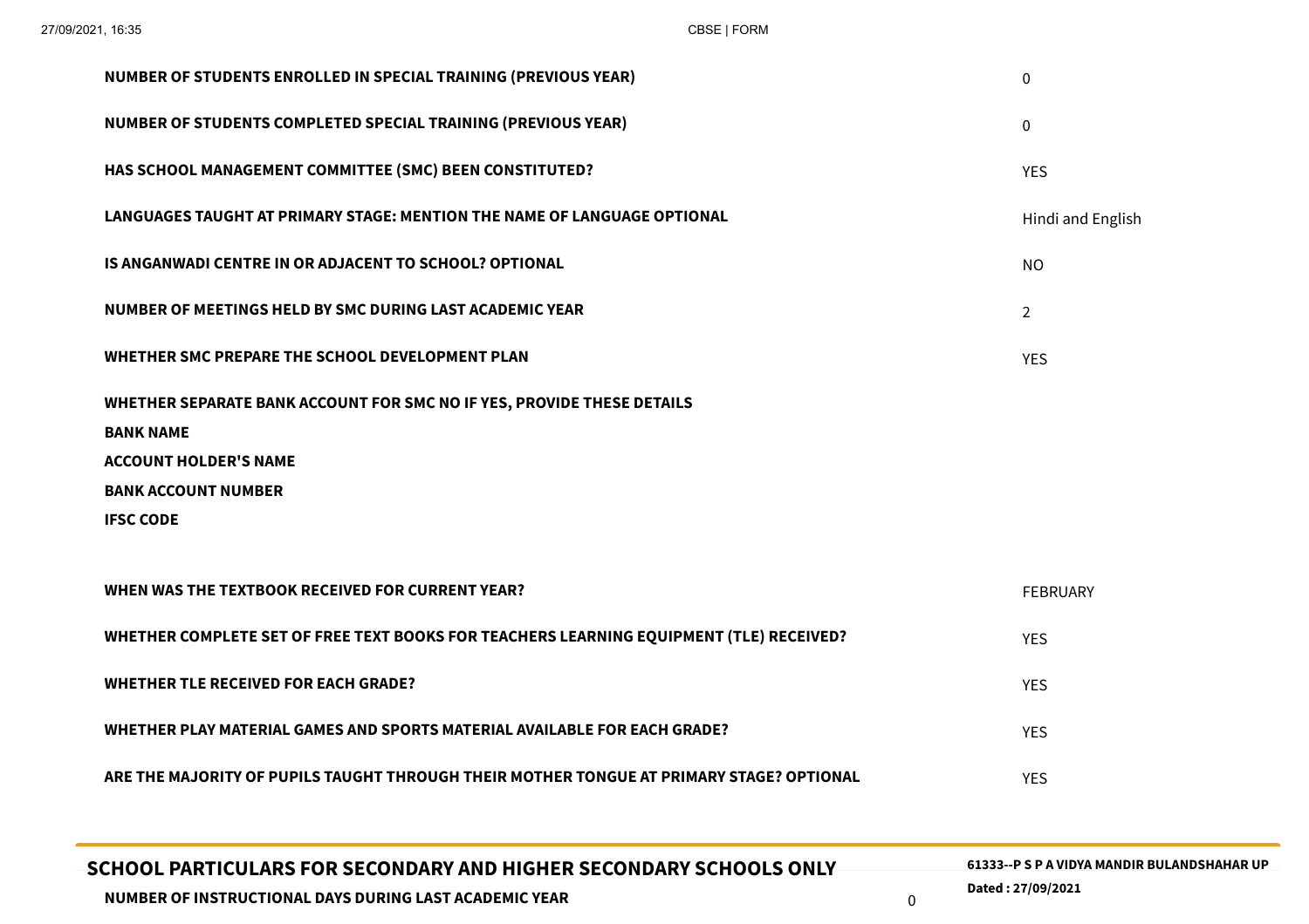| | |
|---|---|
| **NUMBER OF STUDENTS ENROLLED IN SPECIAL TRAINING (PREVIOUS YEAR)** | 0 |
| **NUMBER OF STUDENTS COMPLETED SPECIAL TRAINING (PREVIOUS YEAR)** | 0 |
| **HAS SCHOOL MANAGEMENT COMMITTEE (SMC) BEEN CONSTITUTED?** | YES |
| **LANGUAGES TAUGHT AT PRIMARY STAGE: MENTION THE NAME OF LANGUAGE OPTIONAL** | Hindi and English |
| **IS ANGANWADI CENTRE IN OR ADJACENT TO SCHOOL? OPTIONAL** | NO |
| **NUMBER OF MEETINGS HELD BY SMC DURING LAST ACADEMIC YEAR** | 2 |
| **WHETHER SMC PREPARE THE SCHOOL DEVELOPMENT PLAN** | YES |
| **WHETHER SEPARATE BANK ACCOUNT FOR SMC NO IF YES, PROVIDE THESE DETAILS** | |
| **BANK NAME** | |
| **ACCOUNT HOLDER'S NAME** | |
| **BANK ACCOUNT NUMBER** | |
| **IFSC CODE** | |
| **WHEN WAS THE TEXTBOOK RECEIVED FOR CURRENT YEAR?** | FEBRUARY |
| **WHETHER COMPLETE SET OF FREE TEXT BOOKS FOR TEACHERS LEARNING EQUIPMENT (TLE) RECEIVED?** | YES |
| **WHETHER TLE RECEIVED FOR EACH GRADE?** | YES |
| **WHETHER PLAY MATERIAL GAMES AND SPORTS MATERIAL AVAILABLE FOR EACH GRADE?** | YES |
| **ARE THE MAJORITY OF PUPILS TAUGHT THROUGH THEIR MOTHER TONGUE AT PRIMARY STAGE? OPTIONAL** | YES |

## SCHOOL PARTICULARS FOR SECONDARY AND HIGHER SECONDARY SCHOOLS ONLY

**61333--P S P A VIDYA MANDIR BULANDSHAHAR UP**

**Dated : 27/09/2021**

| | |
|---|---|
| **NUMBER OF INSTRUCTIONAL DAYS DURING LAST ACADEMIC YEAR** | 0 |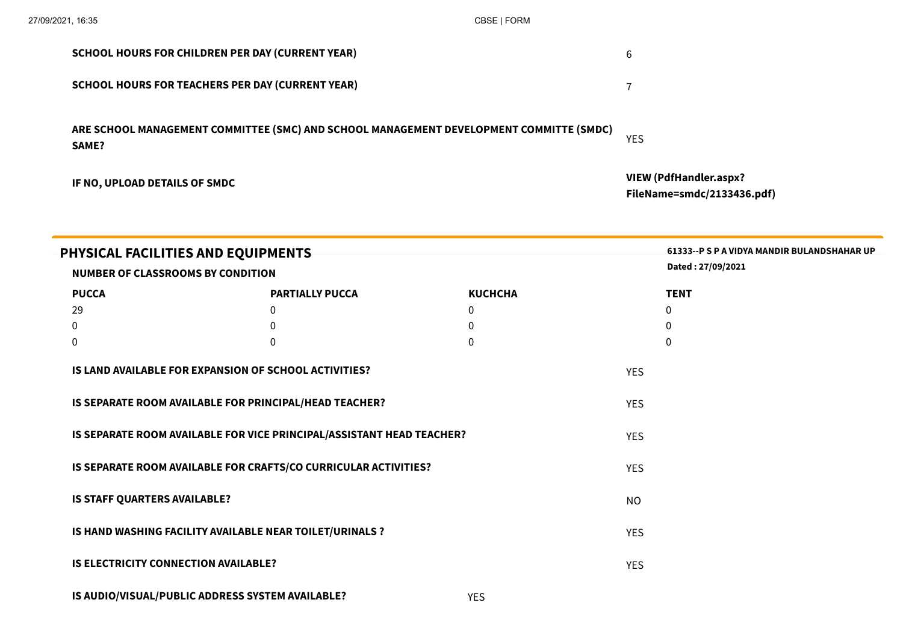| | |
|---|---|
| **SCHOOL HOURS FOR CHILDREN PER DAY (CURRENT YEAR)** | 6 |
| **SCHOOL HOURS FOR TEACHERS PER DAY (CURRENT YEAR)** | 7 |
| **ARE SCHOOL MANAGEMENT COMMITTEE (SMC) AND SCHOOL MANAGEMENT DEVELOPMENT COMMITTE (SMDC) SAME?** | YES |
| **IF NO, UPLOAD DETAILS OF SMDC** | **VIEW (PdfHandler.aspx?FileName=smdc/2133436.pdf)** |

## PHYSICAL FACILITIES AND EQUIPMENTS

**61333--P S P A VIDYA MANDIR BULANDSHAHAR UP**

**Dated : 27/09/2021**

**NUMBER OF CLASSROOMS BY CONDITION**

| PUCCA | PARTIALLY PUCCA | KUCHCHA | TENT |
|---|---|---|---|
| 29 | 0 | 0 | 0 |
| 0 | 0 | 0 | 0 |
| 0 | 0 | 0 | 0 |

| | |
|---|---|
| **IS LAND AVAILABLE FOR EXPANSION OF SCHOOL ACTIVITIES?** | YES |
| **IS SEPARATE ROOM AVAILABLE FOR PRINCIPAL/HEAD TEACHER?** | YES |
| **IS SEPARATE ROOM AVAILABLE FOR VICE PRINCIPAL/ASSISTANT HEAD TEACHER?** | YES |
| **IS SEPARATE ROOM AVAILABLE FOR CRAFTS/CO CURRICULAR ACTIVITIES?** | YES |
| **IS STAFF QUARTERS AVAILABLE?** | NO |
| **IS HAND WASHING FACILITY AVAILABLE NEAR TOILET/URINALS ?** | YES |
| **IS ELECTRICITY CONNECTION AVAILABLE?** | YES |
| **IS AUDIO/VISUAL/PUBLIC ADDRESS SYSTEM AVAILABLE?** | YES |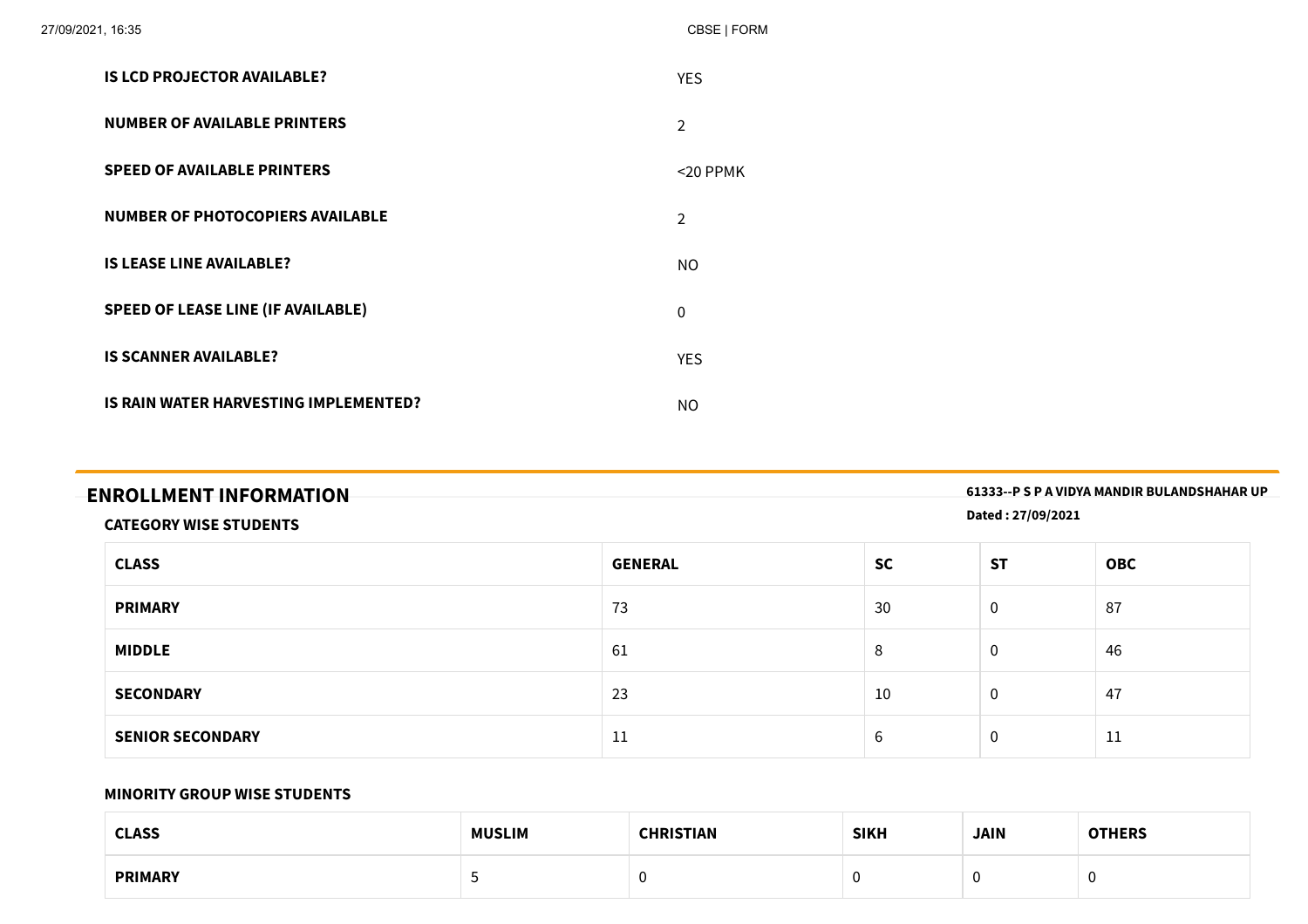| | |
|---|---|
| **IS LCD PROJECTOR AVAILABLE?** | YES |
| **NUMBER OF AVAILABLE PRINTERS** | 2 |
| **SPEED OF AVAILABLE PRINTERS** | <20 PPMK |
| **NUMBER OF PHOTOCOPIERS AVAILABLE** | 2 |
| **IS LEASE LINE AVAILABLE?** | NO |
| **SPEED OF LEASE LINE (IF AVAILABLE)** | 0 |
| **IS SCANNER AVAILABLE?** | YES |
| **IS RAIN WATER HARVESTING IMPLEMENTED?** | NO |

## ENROLLMENT INFORMATION

**61333--P S P A VIDYA MANDIR BULANDSHAHAR UP**

**Dated : 27/09/2021**

### CATEGORY WISE STUDENTS

| CLASS | GENERAL | SC | ST | OBC |
|---|---|---|---|---|
| **PRIMARY** | 73 | 30 | 0 | 87 |
| **MIDDLE** | 61 | 8 | 0 | 46 |
| **SECONDARY** | 23 | 10 | 0 | 47 |
| **SENIOR SECONDARY** | 11 | 6 | 0 | 11 |

### MINORITY GROUP WISE STUDENTS

| CLASS | MUSLIM | CHRISTIAN | SIKH | JAIN | OTHERS |
|---|---|---|---|---|---|
| **PRIMARY** | 5 | 0 | 0 | 0 | 0 |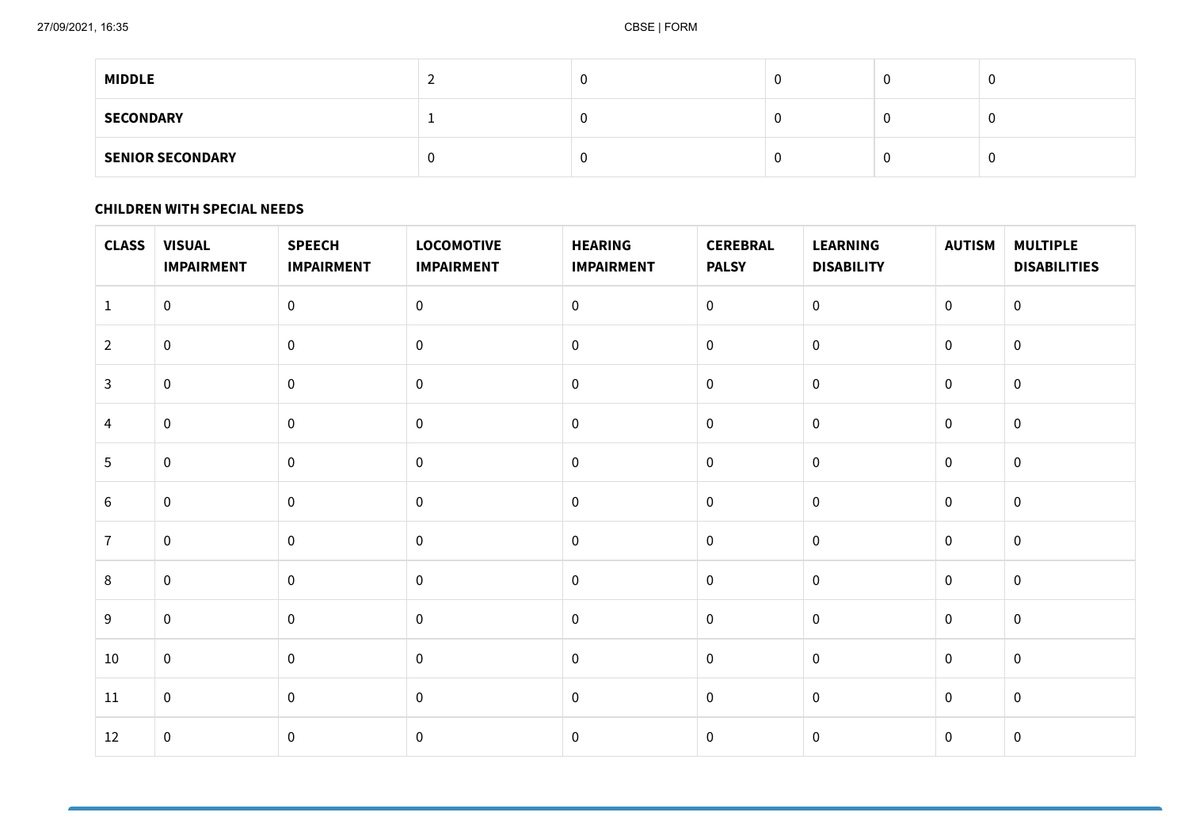| | | | | | |
|---|---|---|---|---|---|
| **MIDDLE** | 2 | 0 | 0 | 0 | 0 |
| **SECONDARY** | 1 | 0 | 0 | 0 | 0 |
| **SENIOR SECONDARY** | 0 | 0 | 0 | 0 | 0 |

**CHILDREN WITH SPECIAL NEEDS**

| CLASS | VISUAL IMPAIRMENT | SPEECH IMPAIRMENT | LOCOMOTIVE IMPAIRMENT | HEARING IMPAIRMENT | CEREBRAL PALSY | LEARNING DISABILITY | AUTISM | MULTIPLE DISABILITIES |
|---|---|---|---|---|---|---|---|---|
| 1 | 0 | 0 | 0 | 0 | 0 | 0 | 0 | 0 |
| 2 | 0 | 0 | 0 | 0 | 0 | 0 | 0 | 0 |
| 3 | 0 | 0 | 0 | 0 | 0 | 0 | 0 | 0 |
| 4 | 0 | 0 | 0 | 0 | 0 | 0 | 0 | 0 |
| 5 | 0 | 0 | 0 | 0 | 0 | 0 | 0 | 0 |
| 6 | 0 | 0 | 0 | 0 | 0 | 0 | 0 | 0 |
| 7 | 0 | 0 | 0 | 0 | 0 | 0 | 0 | 0 |
| 8 | 0 | 0 | 0 | 0 | 0 | 0 | 0 | 0 |
| 9 | 0 | 0 | 0 | 0 | 0 | 0 | 0 | 0 |
| 10 | 0 | 0 | 0 | 0 | 0 | 0 | 0 | 0 |
| 11 | 0 | 0 | 0 | 0 | 0 | 0 | 0 | 0 |
| 12 | 0 | 0 | 0 | 0 | 0 | 0 | 0 | 0 |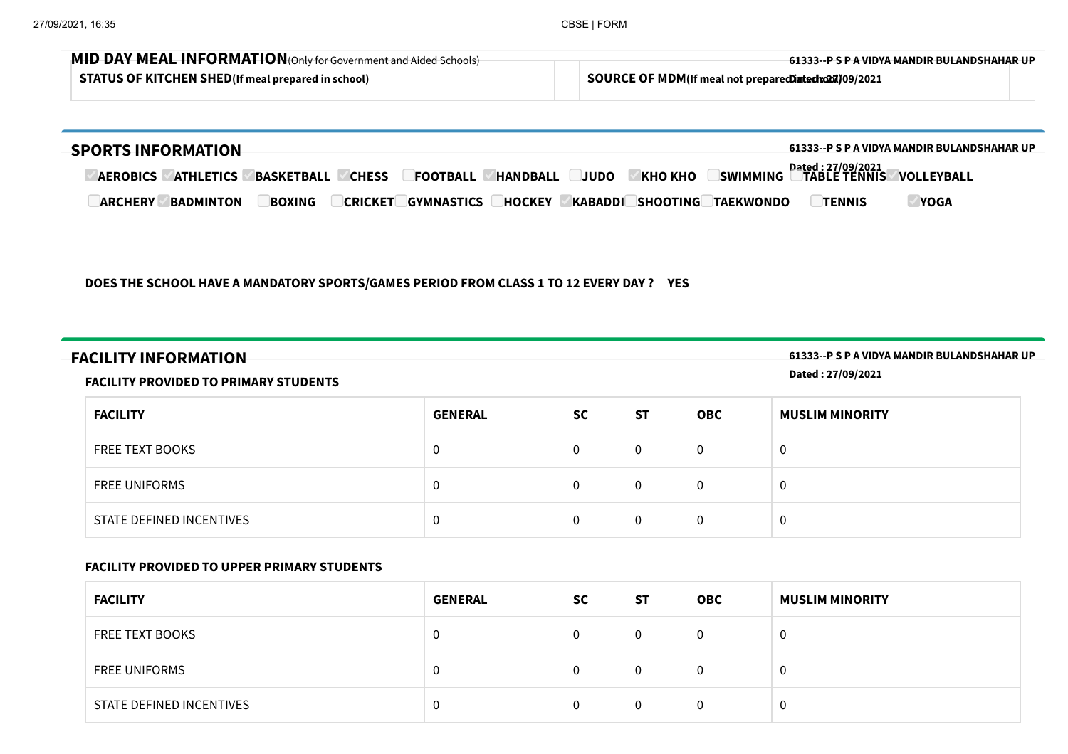## MID DAY MEAL INFORMATION (Only for Government and Aided Schools)

61333--P S P A VIDYA MANDIR BULANDSHAHAR UP

Dated : 27/09/2021

| STATUS OF KITCHEN SHED(If meal prepared in school) | | SOURCE OF MDM(If meal not prepared in school) | |
|---|---|---|---|

## SPORTS INFORMATION

61333--P S P A VIDYA MANDIR BULANDSHAHAR UP

Dated : 27/09/2021

- [x] AEROBICS
- [x] ATHLETICS
- [x] BASKETBALL
- [x] CHESS
- [ ] FOOTBALL
- [x] HANDBALL
- [ ] JUDO
- [x] KHO KHO
- [ ] SWIMMING
- [ ] TABLE TENNIS
- [x] VOLLEYBALL
- [ ] ARCHERY
- [x] BADMINTON
- [ ] BOXING
- [ ] CRICKET
- [ ] GYMNASTICS
- [ ] HOCKEY
- [x] KABADDI
- [ ] SHOOTING
- [ ] TAEKWONDO
- [ ] TENNIS
- [x] YOGA

**DOES THE SCHOOL HAVE A MANDATORY SPORTS/GAMES PERIOD FROM CLASS 1 TO 12 EVERY DAY ? YES**

## FACILITY INFORMATION

61333--P S P A VIDYA MANDIR BULANDSHAHAR UP

Dated : 27/09/2021

### FACILITY PROVIDED TO PRIMARY STUDENTS

| FACILITY | GENERAL | SC | ST | OBC | MUSLIM MINORITY |
|---|---|---|---|---|---|
| FREE TEXT BOOKS | 0 | 0 | 0 | 0 | 0 |
| FREE UNIFORMS | 0 | 0 | 0 | 0 | 0 |
| STATE DEFINED INCENTIVES | 0 | 0 | 0 | 0 | 0 |

### FACILITY PROVIDED TO UPPER PRIMARY STUDENTS

| FACILITY | GENERAL | SC | ST | OBC | MUSLIM MINORITY |
|---|---|---|---|---|---|
| FREE TEXT BOOKS | 0 | 0 | 0 | 0 | 0 |
| FREE UNIFORMS | 0 | 0 | 0 | 0 | 0 |
| STATE DEFINED INCENTIVES | 0 | 0 | 0 | 0 | 0 |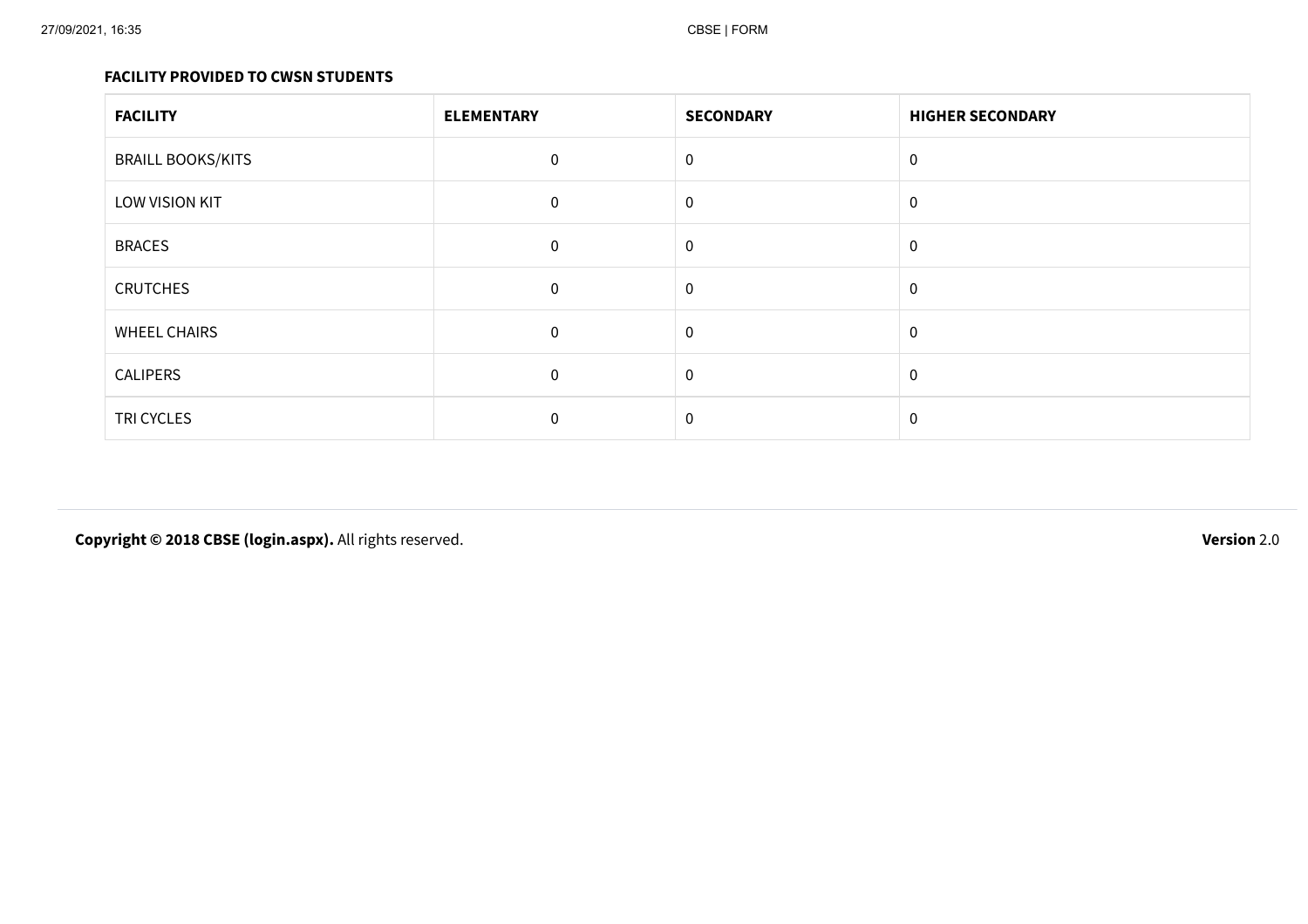**FACILITY PROVIDED TO CWSN STUDENTS**

| FACILITY | ELEMENTARY | SECONDARY | HIGHER SECONDARY |
|---|---|---|---|
| BRAILL BOOKS/KITS | 0 | 0 | 0 |
| LOW VISION KIT | 0 | 0 | 0 |
| BRACES | 0 | 0 | 0 |
| CRUTCHES | 0 | 0 | 0 |
| WHEEL CHAIRS | 0 | 0 | 0 |
| CALIPERS | 0 | 0 | 0 |
| TRI CYCLES | 0 | 0 | 0 |

**Copyright © 2018 CBSE (login.aspx).** All rights reserved. **Version** 2.0